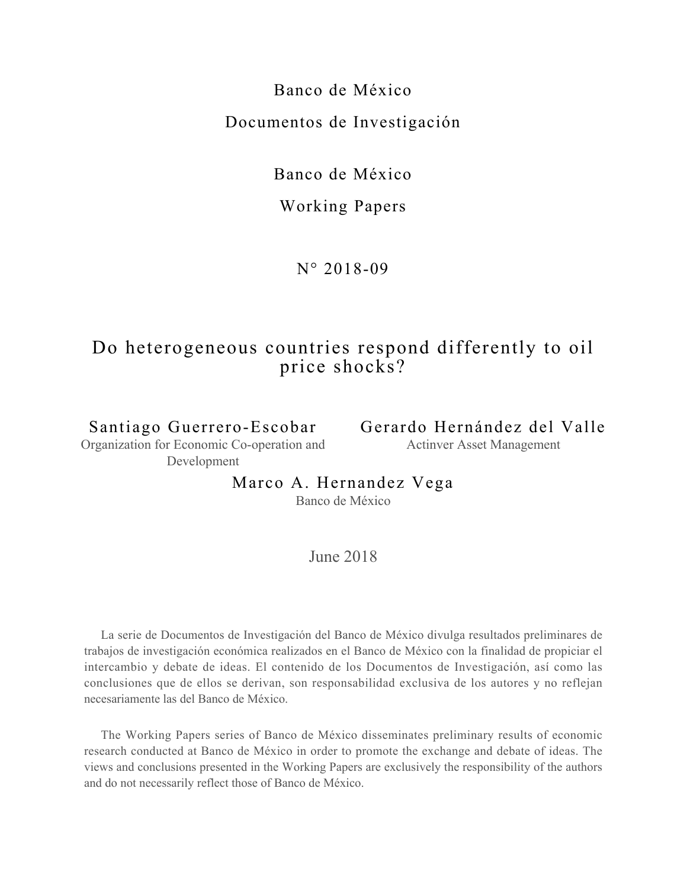Banco de México

Documentos de Investigación

Banco de México

Working Papers

N° 2018-09

# Do heterogeneous countries respond differently to oil price shocks?

Santiago Guerrero-Escobar
Organization for Economic Co-operation and Development

Gerardo Hernández del Valle
Actinver Asset Management

Marco A. Hernandez Vega
Banco de México

June 2018

La serie de Documentos de Investigación del Banco de México divulga resultados preliminares de trabajos de investigación económica realizados en el Banco de México con la finalidad de propiciar el intercambio y debate de ideas. El contenido de los Documentos de Investigación, así como las conclusiones que de ellos se derivan, son responsabilidad exclusiva de los autores y no reflejan necesariamente las del Banco de México.

The Working Papers series of Banco de México disseminates preliminary results of economic research conducted at Banco de México in order to promote the exchange and debate of ideas. The views and conclusions presented in the Working Papers are exclusively the responsibility of the authors and do not necessarily reflect those of Banco de México.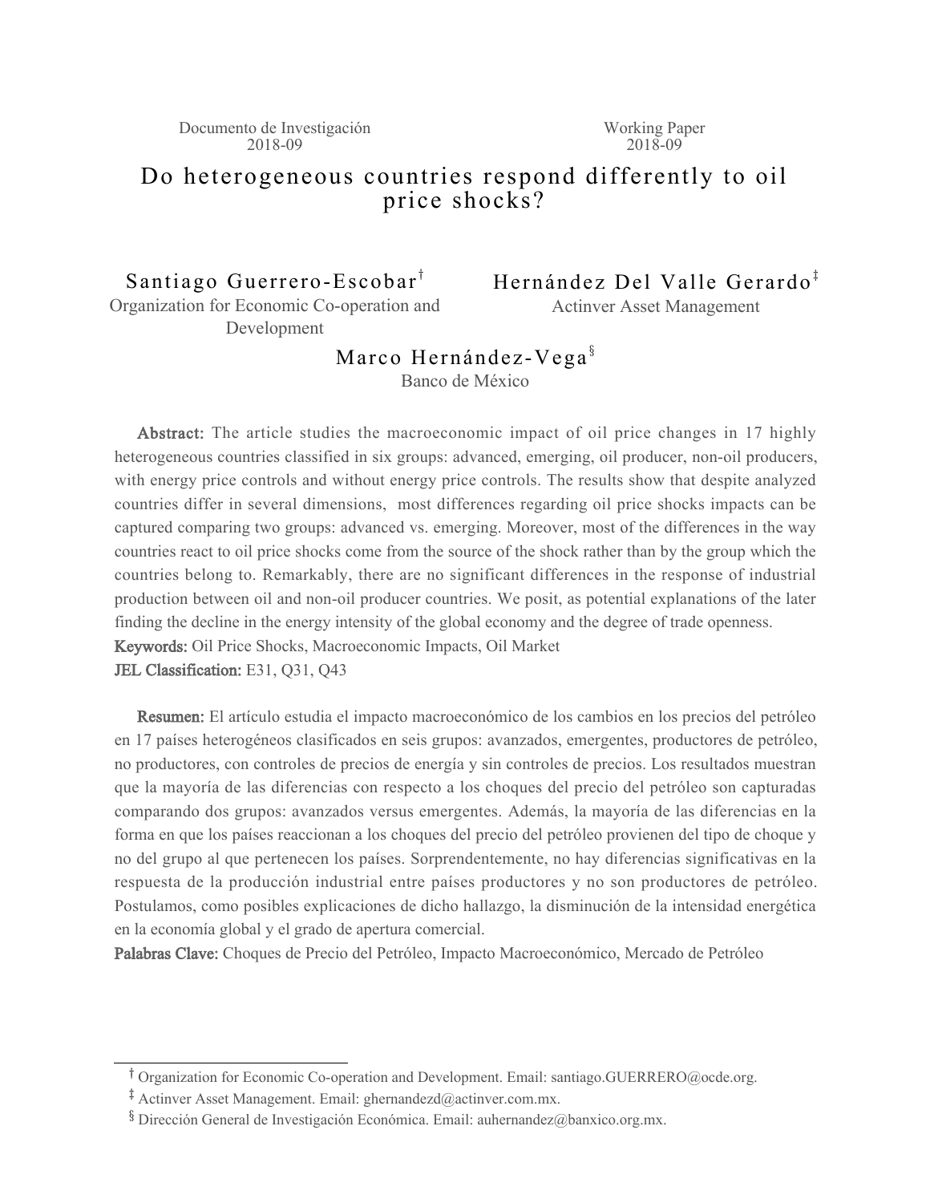Documento de Investigación 2018-09

Working Paper 2018-09

# Do heterogeneous countries respond differently to oil price shocks?

Santiago Guerrero-Escobar[†]
Organization for Economic Co-operation and Development

Hernández Del Valle Gerardo[‡]
Actinver Asset Management

Marco Hernández-Vega[§]
Banco de México

**Abstract:** The article studies the macroeconomic impact of oil price changes in 17 highly heterogeneous countries classified in six groups: advanced, emerging, oil producer, non-oil producers, with energy price controls and without energy price controls. The results show that despite analyzed countries differ in several dimensions, most differences regarding oil price shocks impacts can be captured comparing two groups: advanced vs. emerging. Moreover, most of the differences in the way countries react to oil price shocks come from the source of the shock rather than by the group which the countries belong to. Remarkably, there are no significant differences in the response of industrial production between oil and non-oil producer countries. We posit, as potential explanations of the later finding the decline in the energy intensity of the global economy and the degree of trade openness.

**Keywords:** Oil Price Shocks, Macroeconomic Impacts, Oil Market

**JEL Classification:** E31, Q31, Q43

**Resumen:** El artículo estudia el impacto macroeconómico de los cambios en los precios del petróleo en 17 países heterogéneos clasificados en seis grupos: avanzados, emergentes, productores de petróleo, no productores, con controles de precios de energía y sin controles de precios. Los resultados muestran que la mayoría de las diferencias con respecto a los choques del precio del petróleo son capturadas comparando dos grupos: avanzados versus emergentes. Además, la mayoría de las diferencias en la forma en que los países reaccionan a los choques del precio del petróleo provienen del tipo de choque y no del grupo al que pertenecen los países. Sorprendentemente, no hay diferencias significativas en la respuesta de la producción industrial entre países productores y no son productores de petróleo. Postulamos, como posibles explicaciones de dicho hallazgo, la disminución de la intensidad energética en la economía global y el grado de apertura comercial.

**Palabras Clave:** Choques de Precio del Petróleo, Impacto Macroeconómico, Mercado de Petróleo

---

[†] Organization for Economic Co-operation and Development. Email: santiago.GUERRERO@ocde.org.

[‡] Actinver Asset Management. Email: ghernandezd@actinver.com.mx.

[§] Dirección General de Investigación Económica. Email: auhernandez@banxico.org.mx.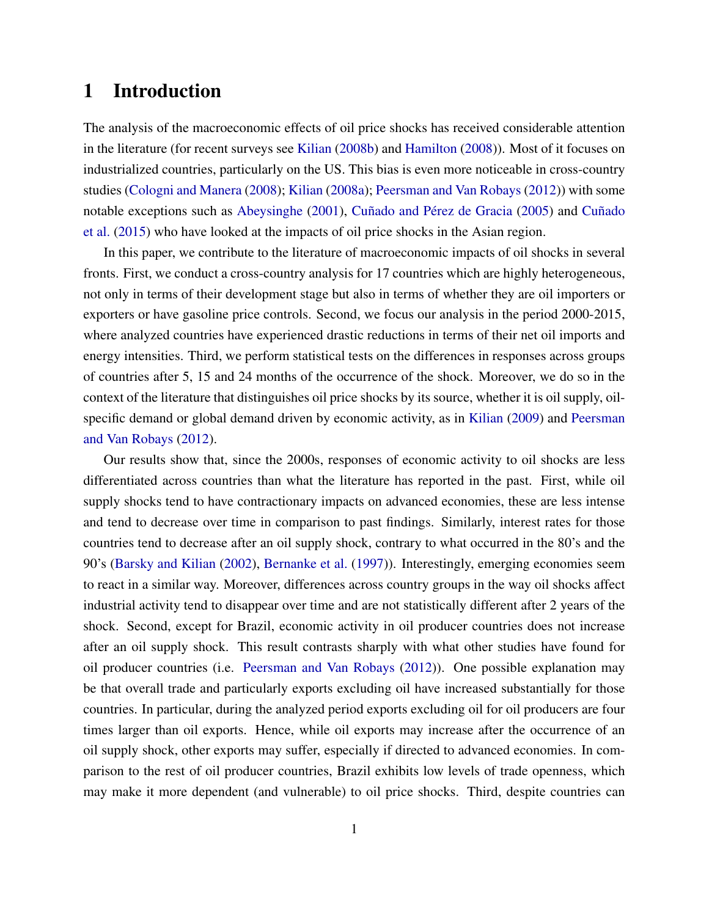# 1 Introduction

The analysis of the macroeconomic effects of oil price shocks has received considerable attention in the literature (for recent surveys see Kilian (2008b) and Hamilton (2008)). Most of it focuses on industrialized countries, particularly on the US. This bias is even more noticeable in cross-country studies (Cologni and Manera (2008); Kilian (2008a); Peersman and Van Robays (2012)) with some notable exceptions such as Abeysinghe (2001), Cuñado and Pérez de Gracia (2005) and Cuñado et al. (2015) who have looked at the impacts of oil price shocks in the Asian region.

In this paper, we contribute to the literature of macroeconomic impacts of oil shocks in several fronts. First, we conduct a cross-country analysis for 17 countries which are highly heterogeneous, not only in terms of their development stage but also in terms of whether they are oil importers or exporters or have gasoline price controls. Second, we focus our analysis in the period 2000-2015, where analyzed countries have experienced drastic reductions in terms of their net oil imports and energy intensities. Third, we perform statistical tests on the differences in responses across groups of countries after 5, 15 and 24 months of the occurrence of the shock. Moreover, we do so in the context of the literature that distinguishes oil price shocks by its source, whether it is oil supply, oil-specific demand or global demand driven by economic activity, as in Kilian (2009) and Peersman and Van Robays (2012).

Our results show that, since the 2000s, responses of economic activity to oil shocks are less differentiated across countries than what the literature has reported in the past. First, while oil supply shocks tend to have contractionary impacts on advanced economies, these are less intense and tend to decrease over time in comparison to past findings. Similarly, interest rates for those countries tend to decrease after an oil supply shock, contrary to what occurred in the 80's and the 90's (Barsky and Kilian (2002), Bernanke et al. (1997)). Interestingly, emerging economies seem to react in a similar way. Moreover, differences across country groups in the way oil shocks affect industrial activity tend to disappear over time and are not statistically different after 2 years of the shock. Second, except for Brazil, economic activity in oil producer countries does not increase after an oil supply shock. This result contrasts sharply with what other studies have found for oil producer countries (i.e. Peersman and Van Robays (2012)). One possible explanation may be that overall trade and particularly exports excluding oil have increased substantially for those countries. In particular, during the analyzed period exports excluding oil for oil producers are four times larger than oil exports. Hence, while oil exports may increase after the occurrence of an oil supply shock, other exports may suffer, especially if directed to advanced economies. In comparison to the rest of oil producer countries, Brazil exhibits low levels of trade openness, which may make it more dependent (and vulnerable) to oil price shocks. Third, despite countries can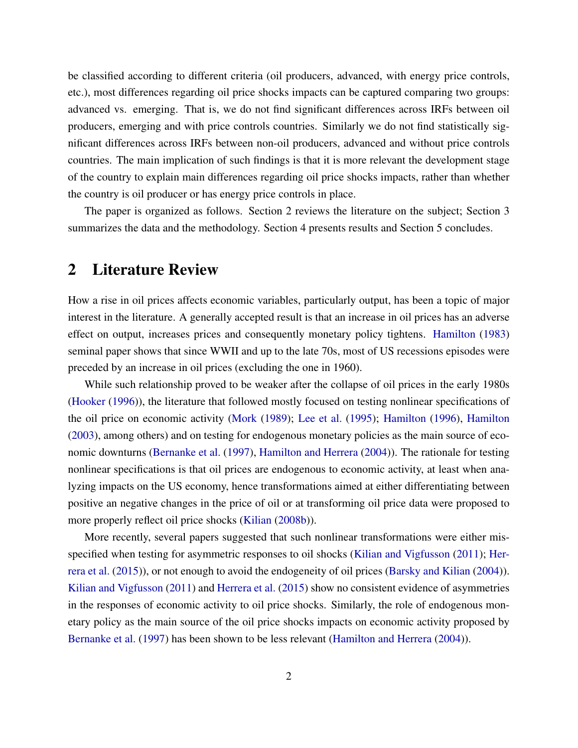be classified according to different criteria (oil producers, advanced, with energy price controls, etc.), most differences regarding oil price shocks impacts can be captured comparing two groups: advanced vs. emerging. That is, we do not find significant differences across IRFs between oil producers, emerging and with price controls countries. Similarly we do not find statistically significant differences across IRFs between non-oil producers, advanced and without price controls countries. The main implication of such findings is that it is more relevant the development stage of the country to explain main differences regarding oil price shocks impacts, rather than whether the country is oil producer or has energy price controls in place.

The paper is organized as follows. Section 2 reviews the literature on the subject; Section 3 summarizes the data and the methodology. Section 4 presents results and Section 5 concludes.

## 2 Literature Review

How a rise in oil prices affects economic variables, particularly output, has been a topic of major interest in the literature. A generally accepted result is that an increase in oil prices has an adverse effect on output, increases prices and consequently monetary policy tightens. Hamilton (1983) seminal paper shows that since WWII and up to the late 70s, most of US recessions episodes were preceded by an increase in oil prices (excluding the one in 1960).

While such relationship proved to be weaker after the collapse of oil prices in the early 1980s (Hooker (1996)), the literature that followed mostly focused on testing nonlinear specifications of the oil price on economic activity (Mork (1989); Lee et al. (1995); Hamilton (1996), Hamilton (2003), among others) and on testing for endogenous monetary policies as the main source of economic downturns (Bernanke et al. (1997), Hamilton and Herrera (2004)). The rationale for testing nonlinear specifications is that oil prices are endogenous to economic activity, at least when analyzing impacts on the US economy, hence transformations aimed at either differentiating between positive an negative changes in the price of oil or at transforming oil price data were proposed to more properly reflect oil price shocks (Kilian (2008b)).

More recently, several papers suggested that such nonlinear transformations were either misspecified when testing for asymmetric responses to oil shocks (Kilian and Vigfusson (2011); Herrera et al. (2015)), or not enough to avoid the endogeneity of oil prices (Barsky and Kilian (2004)). Kilian and Vigfusson (2011) and Herrera et al. (2015) show no consistent evidence of asymmetries in the responses of economic activity to oil price shocks. Similarly, the role of endogenous monetary policy as the main source of the oil price shocks impacts on economic activity proposed by Bernanke et al. (1997) has been shown to be less relevant (Hamilton and Herrera (2004)).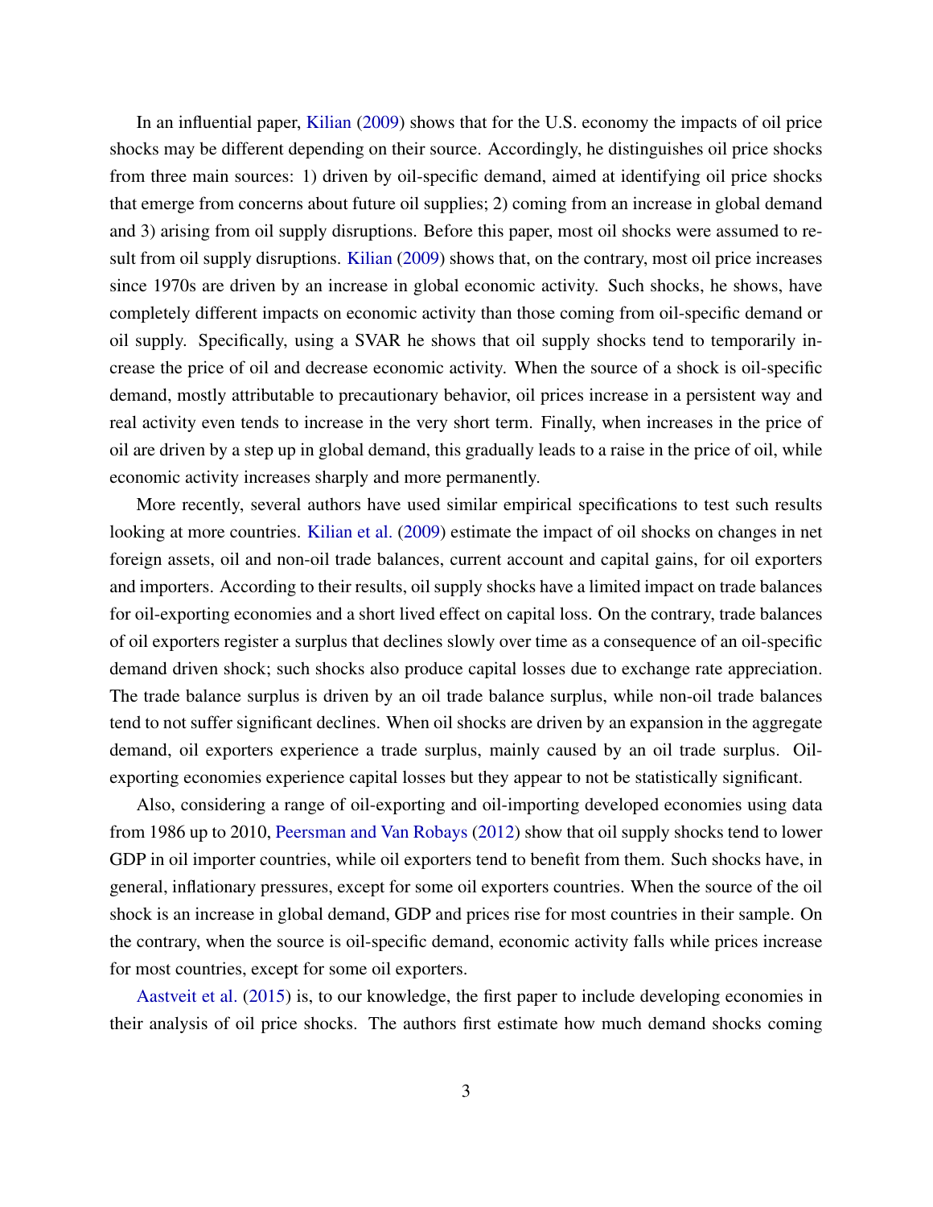In an influential paper, Kilian (2009) shows that for the U.S. economy the impacts of oil price shocks may be different depending on their source. Accordingly, he distinguishes oil price shocks from three main sources: 1) driven by oil-specific demand, aimed at identifying oil price shocks that emerge from concerns about future oil supplies; 2) coming from an increase in global demand and 3) arising from oil supply disruptions. Before this paper, most oil shocks were assumed to result from oil supply disruptions. Kilian (2009) shows that, on the contrary, most oil price increases since 1970s are driven by an increase in global economic activity. Such shocks, he shows, have completely different impacts on economic activity than those coming from oil-specific demand or oil supply. Specifically, using a SVAR he shows that oil supply shocks tend to temporarily increase the price of oil and decrease economic activity. When the source of a shock is oil-specific demand, mostly attributable to precautionary behavior, oil prices increase in a persistent way and real activity even tends to increase in the very short term. Finally, when increases in the price of oil are driven by a step up in global demand, this gradually leads to a raise in the price of oil, while economic activity increases sharply and more permanently.

More recently, several authors have used similar empirical specifications to test such results looking at more countries. Kilian et al. (2009) estimate the impact of oil shocks on changes in net foreign assets, oil and non-oil trade balances, current account and capital gains, for oil exporters and importers. According to their results, oil supply shocks have a limited impact on trade balances for oil-exporting economies and a short lived effect on capital loss. On the contrary, trade balances of oil exporters register a surplus that declines slowly over time as a consequence of an oil-specific demand driven shock; such shocks also produce capital losses due to exchange rate appreciation. The trade balance surplus is driven by an oil trade balance surplus, while non-oil trade balances tend to not suffer significant declines. When oil shocks are driven by an expansion in the aggregate demand, oil exporters experience a trade surplus, mainly caused by an oil trade surplus. Oil-exporting economies experience capital losses but they appear to not be statistically significant.

Also, considering a range of oil-exporting and oil-importing developed economies using data from 1986 up to 2010, Peersman and Van Robays (2012) show that oil supply shocks tend to lower GDP in oil importer countries, while oil exporters tend to benefit from them. Such shocks have, in general, inflationary pressures, except for some oil exporters countries. When the source of the oil shock is an increase in global demand, GDP and prices rise for most countries in their sample. On the contrary, when the source is oil-specific demand, economic activity falls while prices increase for most countries, except for some oil exporters.

Aastveit et al. (2015) is, to our knowledge, the first paper to include developing economies in their analysis of oil price shocks. The authors first estimate how much demand shocks coming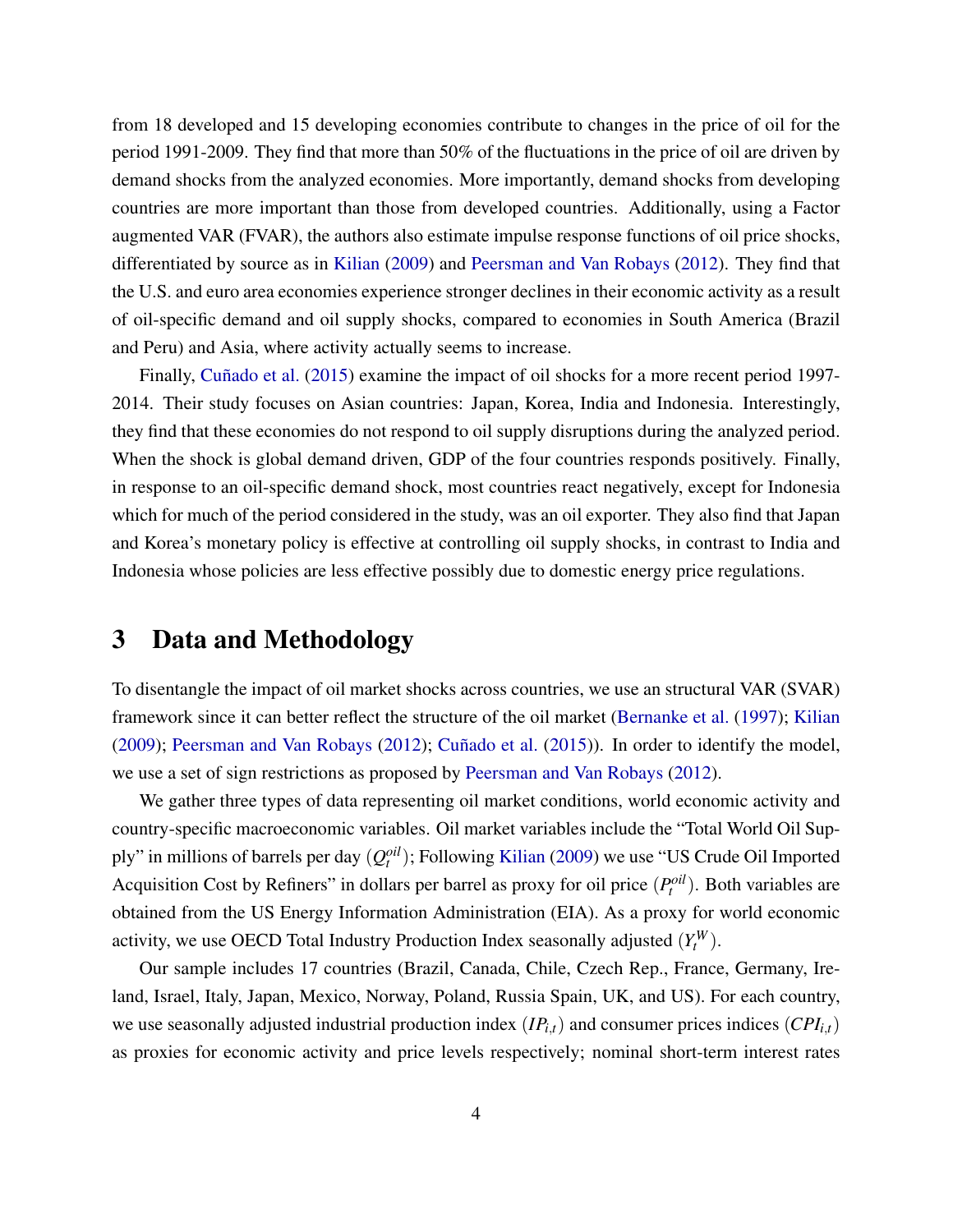from 18 developed and 15 developing economies contribute to changes in the price of oil for the period 1991-2009. They find that more than 50% of the fluctuations in the price of oil are driven by demand shocks from the analyzed economies. More importantly, demand shocks from developing countries are more important than those from developed countries. Additionally, using a Factor augmented VAR (FVAR), the authors also estimate impulse response functions of oil price shocks, differentiated by source as in Kilian (2009) and Peersman and Van Robays (2012). They find that the U.S. and euro area economies experience stronger declines in their economic activity as a result of oil-specific demand and oil supply shocks, compared to economies in South America (Brazil and Peru) and Asia, where activity actually seems to increase.

Finally, Cuñado et al. (2015) examine the impact of oil shocks for a more recent period 1997-2014. Their study focuses on Asian countries: Japan, Korea, India and Indonesia. Interestingly, they find that these economies do not respond to oil supply disruptions during the analyzed period. When the shock is global demand driven, GDP of the four countries responds positively. Finally, in response to an oil-specific demand shock, most countries react negatively, except for Indonesia which for much of the period considered in the study, was an oil exporter. They also find that Japan and Korea's monetary policy is effective at controlling oil supply shocks, in contrast to India and Indonesia whose policies are less effective possibly due to domestic energy price regulations.

# 3 Data and Methodology

To disentangle the impact of oil market shocks across countries, we use an structural VAR (SVAR) framework since it can better reflect the structure of the oil market (Bernanke et al. (1997); Kilian (2009); Peersman and Van Robays (2012); Cuñado et al. (2015)). In order to identify the model, we use a set of sign restrictions as proposed by Peersman and Van Robays (2012).

We gather three types of data representing oil market conditions, world economic activity and country-specific macroeconomic variables. Oil market variables include the "Total World Oil Supply" in millions of barrels per day ($Q_t^{oil}$); Following Kilian (2009) we use "US Crude Oil Imported Acquisition Cost by Refiners" in dollars per barrel as proxy for oil price ($P_t^{oil}$). Both variables are obtained from the US Energy Information Administration (EIA). As a proxy for world economic activity, we use OECD Total Industry Production Index seasonally adjusted ($Y_t^W$).

Our sample includes 17 countries (Brazil, Canada, Chile, Czech Rep., France, Germany, Ireland, Israel, Italy, Japan, Mexico, Norway, Poland, Russia Spain, UK, and US). For each country, we use seasonally adjusted industrial production index ($IP_{i,t}$) and consumer prices indices ($CPI_{i,t}$) as proxies for economic activity and price levels respectively; nominal short-term interest rates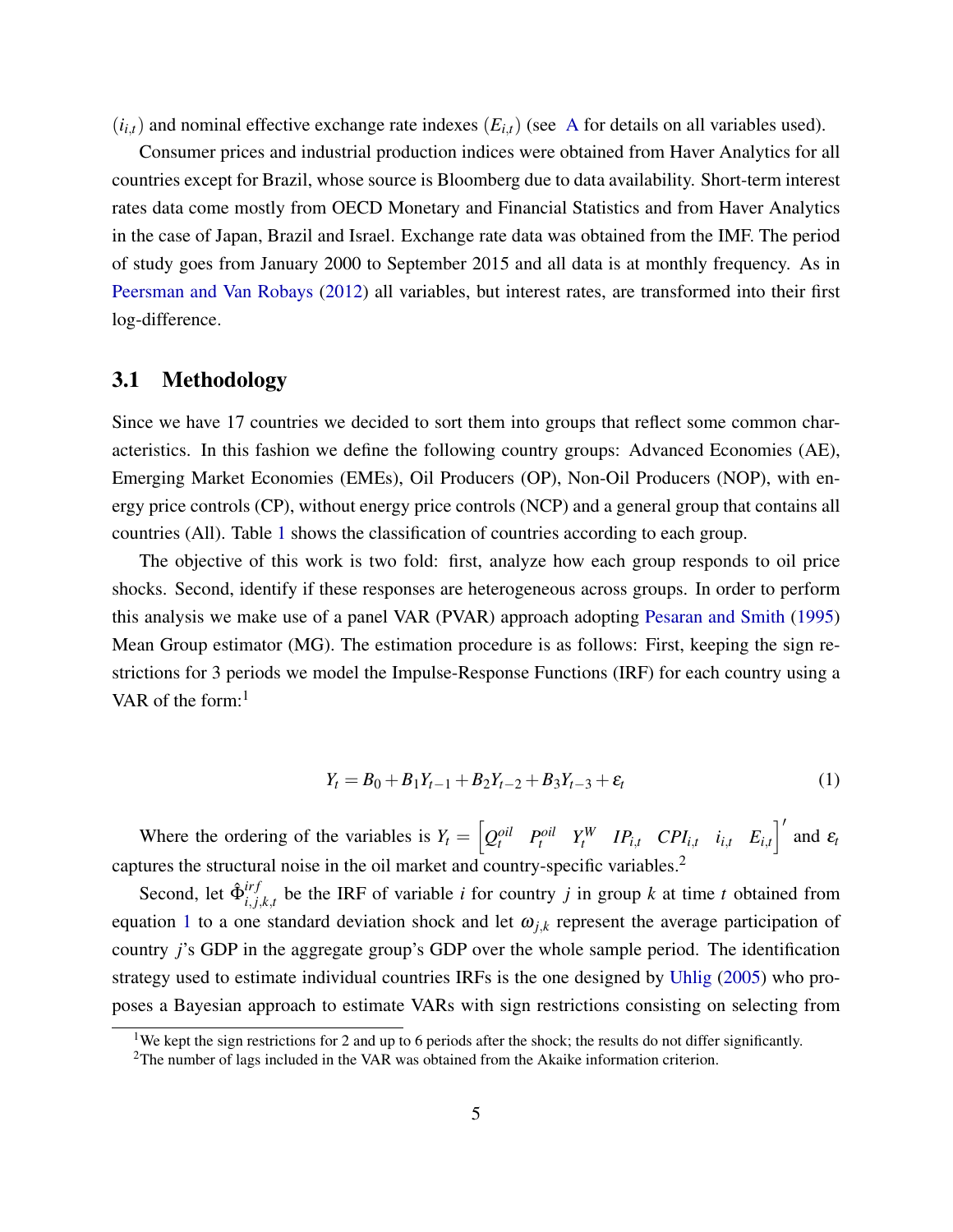$(i_{i,t})$ and nominal effective exchange rate indexes $(E_{i,t})$ (see A for details on all variables used).

Consumer prices and industrial production indices were obtained from Haver Analytics for all countries except for Brazil, whose source is Bloomberg due to data availability. Short-term interest rates data come mostly from OECD Monetary and Financial Statistics and from Haver Analytics in the case of Japan, Brazil and Israel. Exchange rate data was obtained from the IMF. The period of study goes from January 2000 to September 2015 and all data is at monthly frequency. As in Peersman and Van Robays (2012) all variables, but interest rates, are transformed into their first log-difference.

## 3.1 Methodology

Since we have 17 countries we decided to sort them into groups that reflect some common characteristics. In this fashion we define the following country groups: Advanced Economies (AE), Emerging Market Economies (EMEs), Oil Producers (OP), Non-Oil Producers (NOP), with energy price controls (CP), without energy price controls (NCP) and a general group that contains all countries (All). Table 1 shows the classification of countries according to each group.

The objective of this work is two fold: first, analyze how each group responds to oil price shocks. Second, identify if these responses are heterogeneous across groups. In order to perform this analysis we make use of a panel VAR (PVAR) approach adopting Pesaran and Smith (1995) Mean Group estimator (MG). The estimation procedure is as follows: First, keeping the sign restrictions for 3 periods we model the Impulse-Response Functions (IRF) for each country using a VAR of the form:[1]

$$Y_t = B_0 + B_1 Y_{t-1} + B_2 Y_{t-2} + B_3 Y_{t-3} + \varepsilon_t \tag{1}$$

Where the ordering of the variables is $Y_t = \begin{bmatrix} Q_t^{oil} & P_t^{oil} & Y_t^W & IP_{i,t} & CPI_{i,t} & i_{i,t} & E_{i,t} \end{bmatrix}'$ and $\varepsilon_t$ captures the structural noise in the oil market and country-specific variables.[2]

Second, let $\hat{\Phi}_{i,j,k,t}^{irf}$ be the IRF of variable $i$ for country $j$ in group $k$ at time $t$ obtained from equation 1 to a one standard deviation shock and let $\omega_{j,k}$ represent the average participation of country $j$'s GDP in the aggregate group's GDP over the whole sample period. The identification strategy used to estimate individual countries IRFs is the one designed by Uhlig (2005) who proposes a Bayesian approach to estimate VARs with sign restrictions consisting on selecting from

[1] We kept the sign restrictions for 2 and up to 6 periods after the shock; the results do not differ significantly.

[2] The number of lags included in the VAR was obtained from the Akaike information criterion.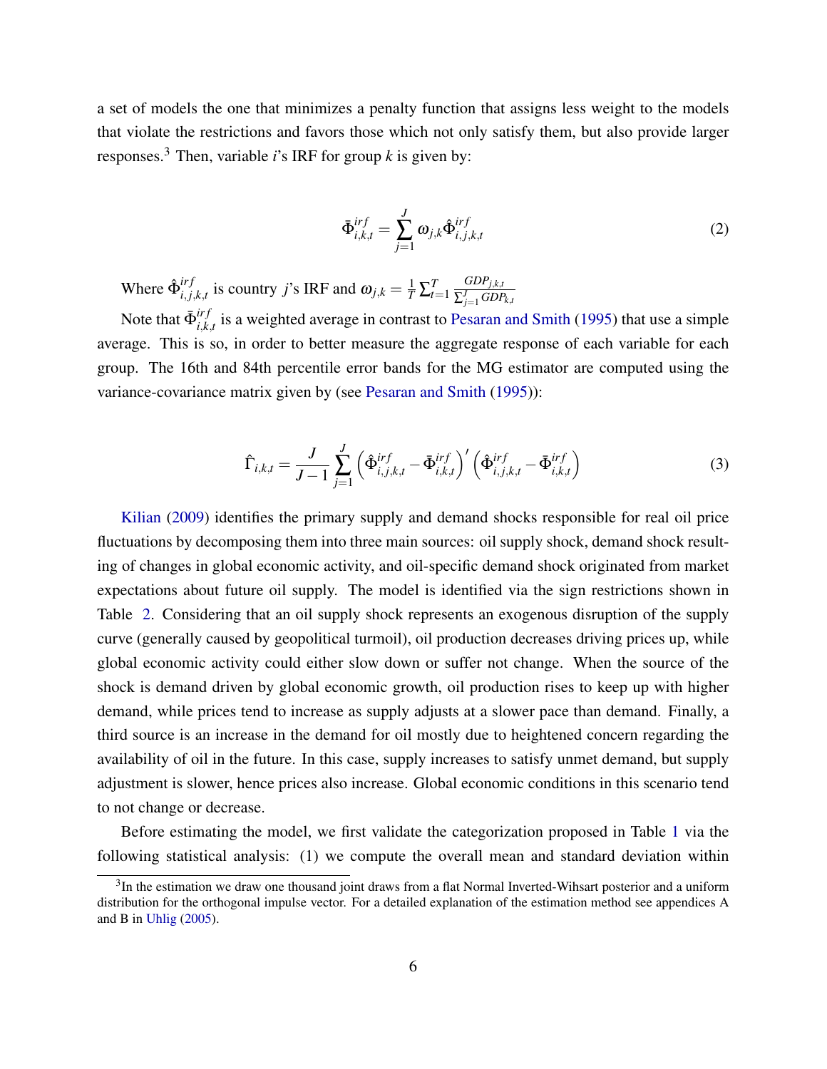a set of models the one that minimizes a penalty function that assigns less weight to the models that violate the restrictions and favors those which not only satisfy them, but also provide larger responses.[3] Then, variable $i$'s IRF for group $k$ is given by:

$$\bar{\Phi}^{irf}_{i,k,t} = \sum_{j=1}^{J} \omega_{j,k} \hat{\Phi}^{irf}_{i,j,k,t} \tag{2}$$

Where $\hat{\Phi}^{irf}_{i,j,k,t}$ is country $j$'s IRF and $\omega_{j,k} = \frac{1}{T}\sum_{t=1}^{T} \frac{GDP_{j,k,t}}{\sum_{j=1}^{J} GDP_{k,t}}$

Note that $\bar{\Phi}^{irf}_{i,k,t}$ is a weighted average in contrast to Pesaran and Smith (1995) that use a simple average. This is so, in order to better measure the aggregate response of each variable for each group. The 16th and 84th percentile error bands for the MG estimator are computed using the variance-covariance matrix given by (see Pesaran and Smith (1995)):

$$\hat{\Gamma}_{i,k,t} = \frac{J}{J-1} \sum_{j=1}^{J} \left( \hat{\Phi}^{irf}_{i,j,k,t} - \bar{\Phi}^{irf}_{i,k,t} \right)' \left( \hat{\Phi}^{irf}_{i,j,k,t} - \bar{\Phi}^{irf}_{i,k,t} \right) \tag{3}$$

Kilian (2009) identifies the primary supply and demand shocks responsible for real oil price fluctuations by decomposing them into three main sources: oil supply shock, demand shock resulting of changes in global economic activity, and oil-specific demand shock originated from market expectations about future oil supply. The model is identified via the sign restrictions shown in Table 2. Considering that an oil supply shock represents an exogenous disruption of the supply curve (generally caused by geopolitical turmoil), oil production decreases driving prices up, while global economic activity could either slow down or suffer not change. When the source of the shock is demand driven by global economic growth, oil production rises to keep up with higher demand, while prices tend to increase as supply adjusts at a slower pace than demand. Finally, a third source is an increase in the demand for oil mostly due to heightened concern regarding the availability of oil in the future. In this case, supply increases to satisfy unmet demand, but supply adjustment is slower, hence prices also increase. Global economic conditions in this scenario tend to not change or decrease.

Before estimating the model, we first validate the categorization proposed in Table 1 via the following statistical analysis: (1) we compute the overall mean and standard deviation within

[3] In the estimation we draw one thousand joint draws from a flat Normal Inverted-Wihsart posterior and a uniform distribution for the orthogonal impulse vector. For a detailed explanation of the estimation method see appendices A and B in Uhlig (2005).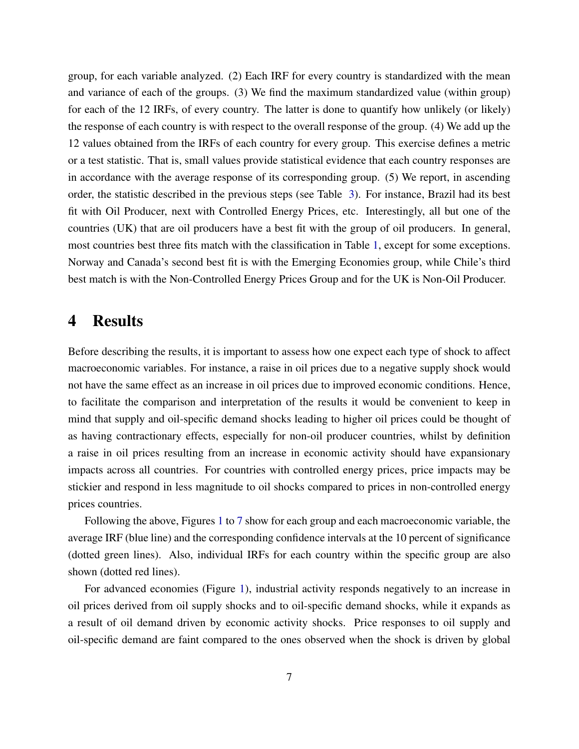group, for each variable analyzed. (2) Each IRF for every country is standardized with the mean and variance of each of the groups. (3) We find the maximum standardized value (within group) for each of the 12 IRFs, of every country. The latter is done to quantify how unlikely (or likely) the response of each country is with respect to the overall response of the group. (4) We add up the 12 values obtained from the IRFs of each country for every group. This exercise defines a metric or a test statistic. That is, small values provide statistical evidence that each country responses are in accordance with the average response of its corresponding group. (5) We report, in ascending order, the statistic described in the previous steps (see Table 3). For instance, Brazil had its best fit with Oil Producer, next with Controlled Energy Prices, etc. Interestingly, all but one of the countries (UK) that are oil producers have a best fit with the group of oil producers. In general, most countries best three fits match with the classification in Table 1, except for some exceptions. Norway and Canada's second best fit is with the Emerging Economies group, while Chile's third best match is with the Non-Controlled Energy Prices Group and for the UK is Non-Oil Producer.

# 4 Results

Before describing the results, it is important to assess how one expect each type of shock to affect macroeconomic variables. For instance, a raise in oil prices due to a negative supply shock would not have the same effect as an increase in oil prices due to improved economic conditions. Hence, to facilitate the comparison and interpretation of the results it would be convenient to keep in mind that supply and oil-specific demand shocks leading to higher oil prices could be thought of as having contractionary effects, especially for non-oil producer countries, whilst by definition a raise in oil prices resulting from an increase in economic activity should have expansionary impacts across all countries. For countries with controlled energy prices, price impacts may be stickier and respond in less magnitude to oil shocks compared to prices in non-controlled energy prices countries.

Following the above, Figures 1 to 7 show for each group and each macroeconomic variable, the average IRF (blue line) and the corresponding confidence intervals at the 10 percent of significance (dotted green lines). Also, individual IRFs for each country within the specific group are also shown (dotted red lines).

For advanced economies (Figure 1), industrial activity responds negatively to an increase in oil prices derived from oil supply shocks and to oil-specific demand shocks, while it expands as a result of oil demand driven by economic activity shocks. Price responses to oil supply and oil-specific demand are faint compared to the ones observed when the shock is driven by global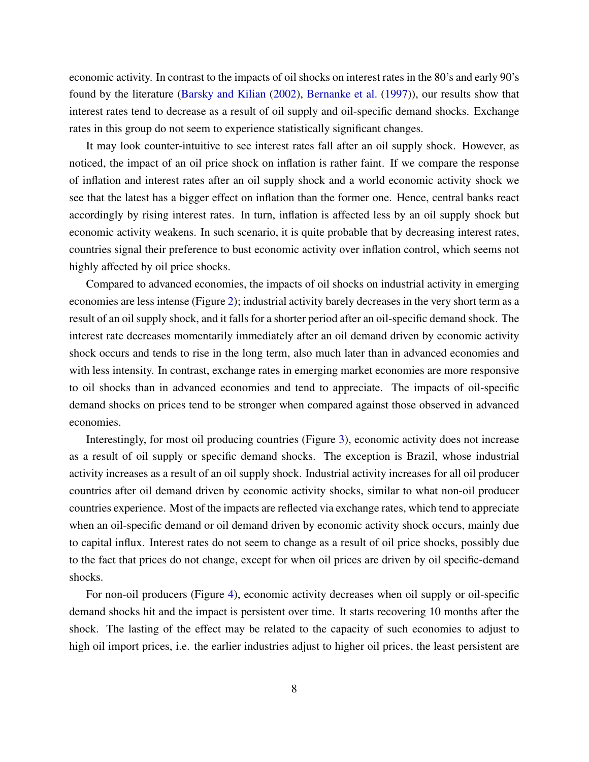economic activity. In contrast to the impacts of oil shocks on interest rates in the 80's and early 90's found by the literature (Barsky and Kilian (2002), Bernanke et al. (1997)), our results show that interest rates tend to decrease as a result of oil supply and oil-specific demand shocks. Exchange rates in this group do not seem to experience statistically significant changes.

It may look counter-intuitive to see interest rates fall after an oil supply shock. However, as noticed, the impact of an oil price shock on inflation is rather faint. If we compare the response of inflation and interest rates after an oil supply shock and a world economic activity shock we see that the latest has a bigger effect on inflation than the former one. Hence, central banks react accordingly by rising interest rates. In turn, inflation is affected less by an oil supply shock but economic activity weakens. In such scenario, it is quite probable that by decreasing interest rates, countries signal their preference to bust economic activity over inflation control, which seems not highly affected by oil price shocks.

Compared to advanced economies, the impacts of oil shocks on industrial activity in emerging economies are less intense (Figure 2); industrial activity barely decreases in the very short term as a result of an oil supply shock, and it falls for a shorter period after an oil-specific demand shock. The interest rate decreases momentarily immediately after an oil demand driven by economic activity shock occurs and tends to rise in the long term, also much later than in advanced economies and with less intensity. In contrast, exchange rates in emerging market economies are more responsive to oil shocks than in advanced economies and tend to appreciate. The impacts of oil-specific demand shocks on prices tend to be stronger when compared against those observed in advanced economies.

Interestingly, for most oil producing countries (Figure 3), economic activity does not increase as a result of oil supply or specific demand shocks. The exception is Brazil, whose industrial activity increases as a result of an oil supply shock. Industrial activity increases for all oil producer countries after oil demand driven by economic activity shocks, similar to what non-oil producer countries experience. Most of the impacts are reflected via exchange rates, which tend to appreciate when an oil-specific demand or oil demand driven by economic activity shock occurs, mainly due to capital influx. Interest rates do not seem to change as a result of oil price shocks, possibly due to the fact that prices do not change, except for when oil prices are driven by oil specific-demand shocks.

For non-oil producers (Figure 4), economic activity decreases when oil supply or oil-specific demand shocks hit and the impact is persistent over time. It starts recovering 10 months after the shock. The lasting of the effect may be related to the capacity of such economies to adjust to high oil import prices, i.e. the earlier industries adjust to higher oil prices, the least persistent are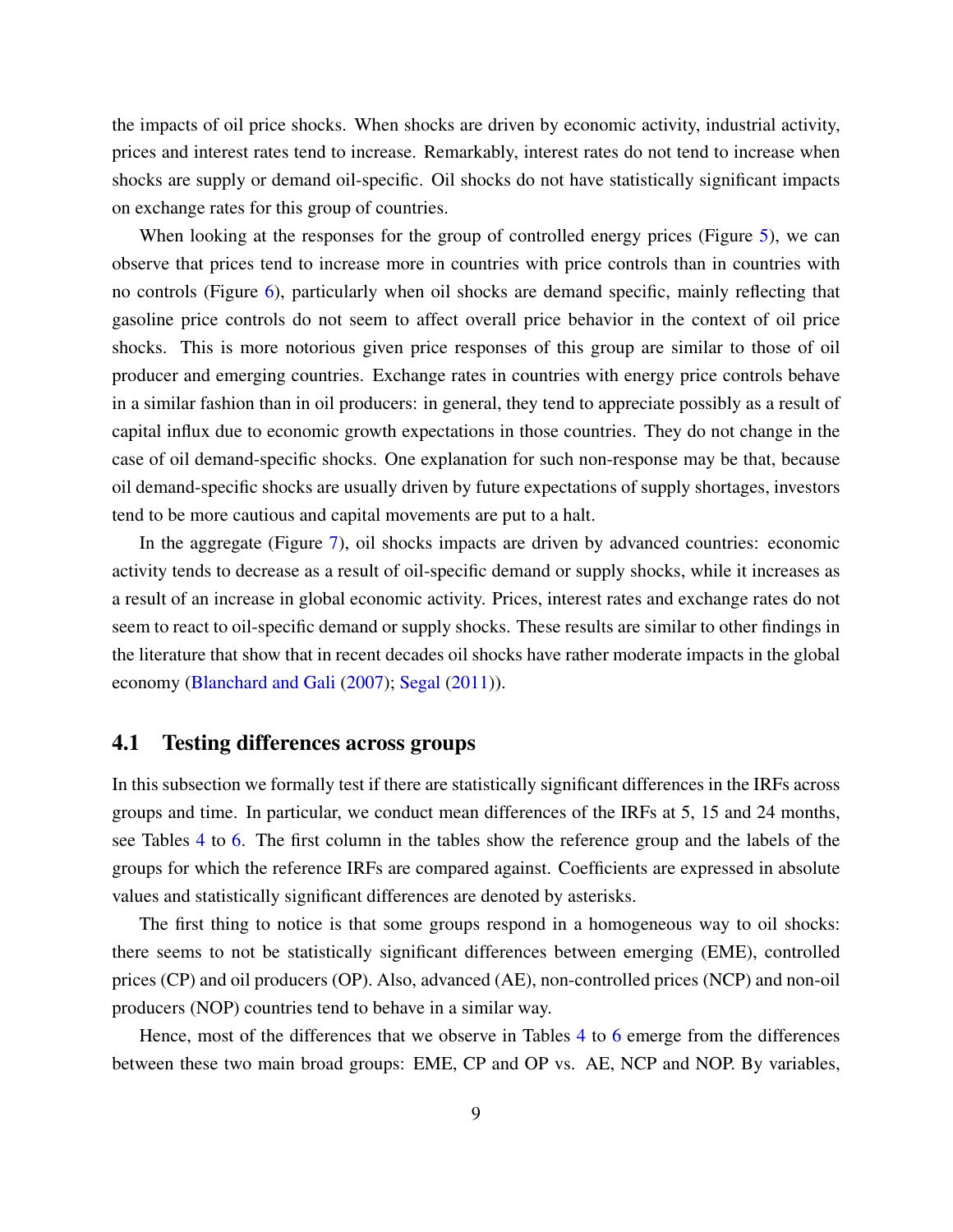the impacts of oil price shocks. When shocks are driven by economic activity, industrial activity, prices and interest rates tend to increase. Remarkably, interest rates do not tend to increase when shocks are supply or demand oil-specific. Oil shocks do not have statistically significant impacts on exchange rates for this group of countries.

When looking at the responses for the group of controlled energy prices (Figure 5), we can observe that prices tend to increase more in countries with price controls than in countries with no controls (Figure 6), particularly when oil shocks are demand specific, mainly reflecting that gasoline price controls do not seem to affect overall price behavior in the context of oil price shocks. This is more notorious given price responses of this group are similar to those of oil producer and emerging countries. Exchange rates in countries with energy price controls behave in a similar fashion than in oil producers: in general, they tend to appreciate possibly as a result of capital influx due to economic growth expectations in those countries. They do not change in the case of oil demand-specific shocks. One explanation for such non-response may be that, because oil demand-specific shocks are usually driven by future expectations of supply shortages, investors tend to be more cautious and capital movements are put to a halt.

In the aggregate (Figure 7), oil shocks impacts are driven by advanced countries: economic activity tends to decrease as a result of oil-specific demand or supply shocks, while it increases as a result of an increase in global economic activity. Prices, interest rates and exchange rates do not seem to react to oil-specific demand or supply shocks. These results are similar to other findings in the literature that show that in recent decades oil shocks have rather moderate impacts in the global economy (Blanchard and Gali (2007); Segal (2011)).

## 4.1 Testing differences across groups

In this subsection we formally test if there are statistically significant differences in the IRFs across groups and time. In particular, we conduct mean differences of the IRFs at 5, 15 and 24 months, see Tables 4 to 6. The first column in the tables show the reference group and the labels of the groups for which the reference IRFs are compared against. Coefficients are expressed in absolute values and statistically significant differences are denoted by asterisks.

The first thing to notice is that some groups respond in a homogeneous way to oil shocks: there seems to not be statistically significant differences between emerging (EME), controlled prices (CP) and oil producers (OP). Also, advanced (AE), non-controlled prices (NCP) and non-oil producers (NOP) countries tend to behave in a similar way.

Hence, most of the differences that we observe in Tables 4 to 6 emerge from the differences between these two main broad groups: EME, CP and OP vs. AE, NCP and NOP. By variables,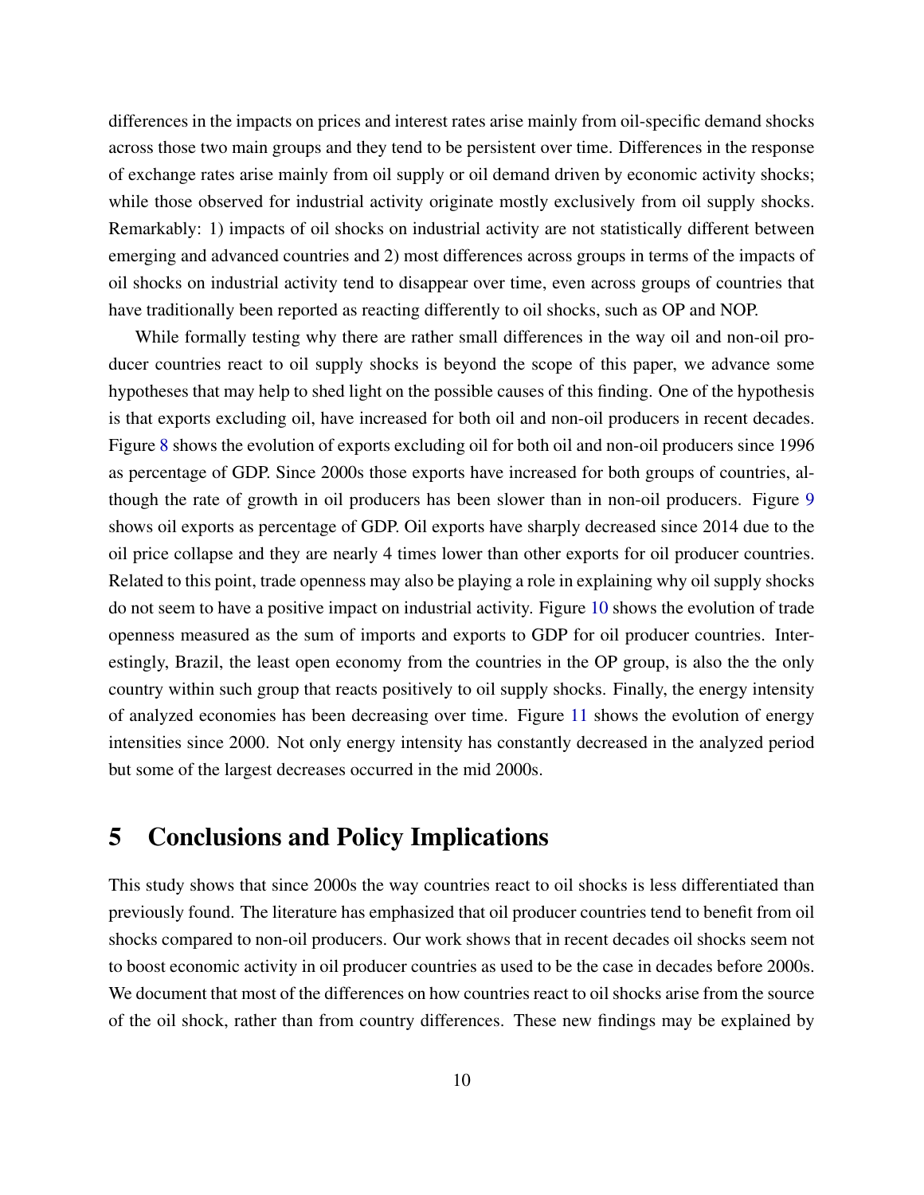differences in the impacts on prices and interest rates arise mainly from oil-specific demand shocks across those two main groups and they tend to be persistent over time. Differences in the response of exchange rates arise mainly from oil supply or oil demand driven by economic activity shocks; while those observed for industrial activity originate mostly exclusively from oil supply shocks. Remarkably: 1) impacts of oil shocks on industrial activity are not statistically different between emerging and advanced countries and 2) most differences across groups in terms of the impacts of oil shocks on industrial activity tend to disappear over time, even across groups of countries that have traditionally been reported as reacting differently to oil shocks, such as OP and NOP.

While formally testing why there are rather small differences in the way oil and non-oil producer countries react to oil supply shocks is beyond the scope of this paper, we advance some hypotheses that may help to shed light on the possible causes of this finding. One of the hypothesis is that exports excluding oil, have increased for both oil and non-oil producers in recent decades. Figure 8 shows the evolution of exports excluding oil for both oil and non-oil producers since 1996 as percentage of GDP. Since 2000s those exports have increased for both groups of countries, although the rate of growth in oil producers has been slower than in non-oil producers. Figure 9 shows oil exports as percentage of GDP. Oil exports have sharply decreased since 2014 due to the oil price collapse and they are nearly 4 times lower than other exports for oil producer countries. Related to this point, trade openness may also be playing a role in explaining why oil supply shocks do not seem to have a positive impact on industrial activity. Figure 10 shows the evolution of trade openness measured as the sum of imports and exports to GDP for oil producer countries. Interestingly, Brazil, the least open economy from the countries in the OP group, is also the the only country within such group that reacts positively to oil supply shocks. Finally, the energy intensity of analyzed economies has been decreasing over time. Figure 11 shows the evolution of energy intensities since 2000. Not only energy intensity has constantly decreased in the analyzed period but some of the largest decreases occurred in the mid 2000s.

# 5 Conclusions and Policy Implications

This study shows that since 2000s the way countries react to oil shocks is less differentiated than previously found. The literature has emphasized that oil producer countries tend to benefit from oil shocks compared to non-oil producers. Our work shows that in recent decades oil shocks seem not to boost economic activity in oil producer countries as used to be the case in decades before 2000s. We document that most of the differences on how countries react to oil shocks arise from the source of the oil shock, rather than from country differences. These new findings may be explained by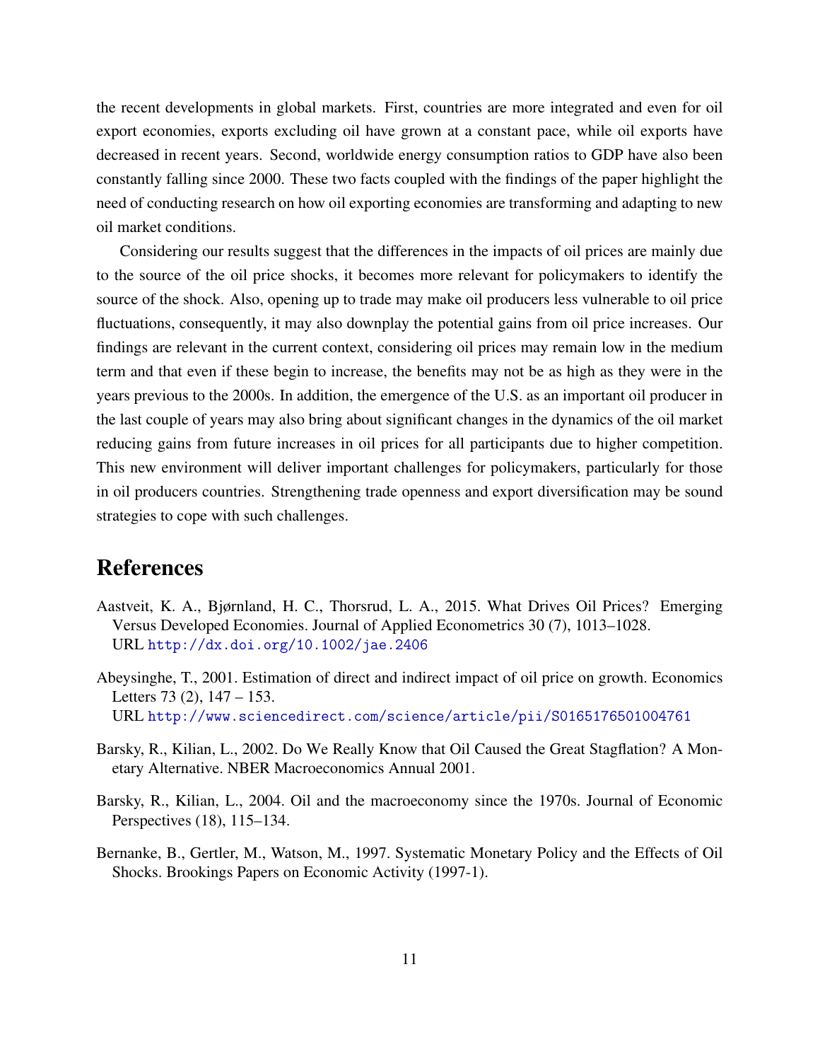the recent developments in global markets. First, countries are more integrated and even for oil export economies, exports excluding oil have grown at a constant pace, while oil exports have decreased in recent years. Second, worldwide energy consumption ratios to GDP have also been constantly falling since 2000. These two facts coupled with the findings of the paper highlight the need of conducting research on how oil exporting economies are transforming and adapting to new oil market conditions.

Considering our results suggest that the differences in the impacts of oil prices are mainly due to the source of the oil price shocks, it becomes more relevant for policymakers to identify the source of the shock. Also, opening up to trade may make oil producers less vulnerable to oil price fluctuations, consequently, it may also downplay the potential gains from oil price increases. Our findings are relevant in the current context, considering oil prices may remain low in the medium term and that even if these begin to increase, the benefits may not be as high as they were in the years previous to the 2000s. In addition, the emergence of the U.S. as an important oil producer in the last couple of years may also bring about significant changes in the dynamics of the oil market reducing gains from future increases in oil prices for all participants due to higher competition. This new environment will deliver important challenges for policymakers, particularly for those in oil producers countries. Strengthening trade openness and export diversification may be sound strategies to cope with such challenges.

# References

Aastveit, K. A., Bjørnland, H. C., Thorsrud, L. A., 2015. What Drives Oil Prices? Emerging Versus Developed Economies. Journal of Applied Econometrics 30 (7), 1013–1028.
URL http://dx.doi.org/10.1002/jae.2406

Abeysinghe, T., 2001. Estimation of direct and indirect impact of oil price on growth. Economics Letters 73 (2), 147 – 153.
URL http://www.sciencedirect.com/science/article/pii/S0165176501004761

Barsky, R., Kilian, L., 2002. Do We Really Know that Oil Caused the Great Stagflation? A Monetary Alternative. NBER Macroeconomics Annual 2001.

Barsky, R., Kilian, L., 2004. Oil and the macroeconomy since the 1970s. Journal of Economic Perspectives (18), 115–134.

Bernanke, B., Gertler, M., Watson, M., 1997. Systematic Monetary Policy and the Effects of Oil Shocks. Brookings Papers on Economic Activity (1997-1).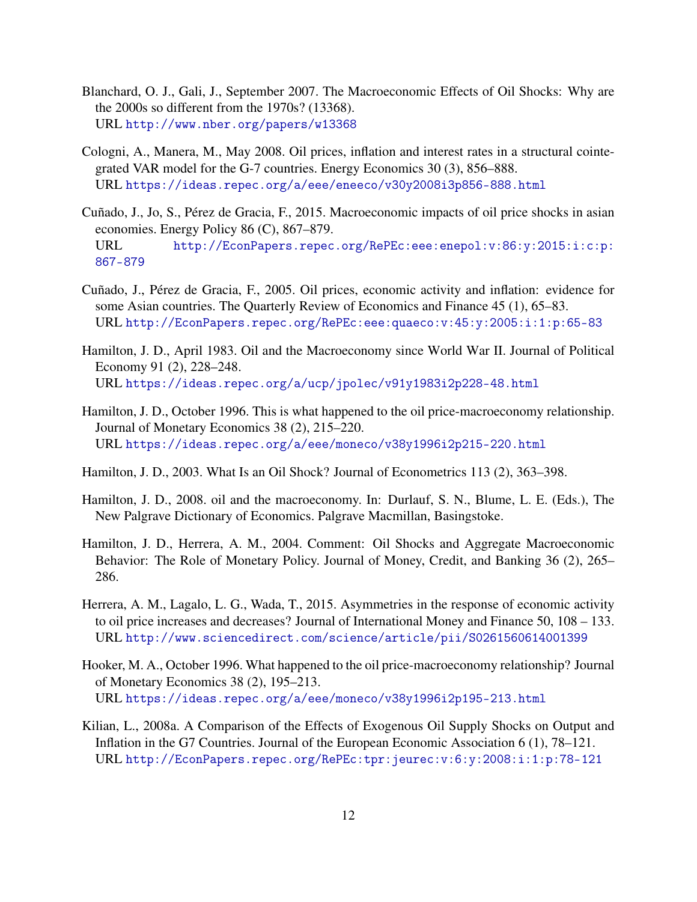Blanchard, O. J., Gali, J., September 2007. The Macroeconomic Effects of Oil Shocks: Why are the 2000s so different from the 1970s? (13368).
URL http://www.nber.org/papers/w13368

Cologni, A., Manera, M., May 2008. Oil prices, inflation and interest rates in a structural cointegrated VAR model for the G-7 countries. Energy Economics 30 (3), 856–888.
URL https://ideas.repec.org/a/eee/eneeco/v30y2008i3p856-888.html

Cuñado, J., Jo, S., Pérez de Gracia, F., 2015. Macroeconomic impacts of oil price shocks in asian economies. Energy Policy 86 (C), 867–879.
URL http://EconPapers.repec.org/RePEc:eee:enepol:v:86:y:2015:i:c:p:867-879

Cuñado, J., Pérez de Gracia, F., 2005. Oil prices, economic activity and inflation: evidence for some Asian countries. The Quarterly Review of Economics and Finance 45 (1), 65–83.
URL http://EconPapers.repec.org/RePEc:eee:quaeco:v:45:y:2005:i:1:p:65-83

Hamilton, J. D., April 1983. Oil and the Macroeconomy since World War II. Journal of Political Economy 91 (2), 228–248.
URL https://ideas.repec.org/a/ucp/jpolec/v91y1983i2p228-48.html

Hamilton, J. D., October 1996. This is what happened to the oil price-macroeconomy relationship. Journal of Monetary Economics 38 (2), 215–220.
URL https://ideas.repec.org/a/eee/moneco/v38y1996i2p215-220.html

Hamilton, J. D., 2003. What Is an Oil Shock? Journal of Econometrics 113 (2), 363–398.

Hamilton, J. D., 2008. oil and the macroeconomy. In: Durlauf, S. N., Blume, L. E. (Eds.), The New Palgrave Dictionary of Economics. Palgrave Macmillan, Basingstoke.

Hamilton, J. D., Herrera, A. M., 2004. Comment: Oil Shocks and Aggregate Macroeconomic Behavior: The Role of Monetary Policy. Journal of Money, Credit, and Banking 36 (2), 265–286.

Herrera, A. M., Lagalo, L. G., Wada, T., 2015. Asymmetries in the response of economic activity to oil price increases and decreases? Journal of International Money and Finance 50, 108 – 133.
URL http://www.sciencedirect.com/science/article/pii/S0261560614001399

Hooker, M. A., October 1996. What happened to the oil price-macroeconomy relationship? Journal of Monetary Economics 38 (2), 195–213.
URL https://ideas.repec.org/a/eee/moneco/v38y1996i2p195-213.html

Kilian, L., 2008a. A Comparison of the Effects of Exogenous Oil Supply Shocks on Output and Inflation in the G7 Countries. Journal of the European Economic Association 6 (1), 78–121.
URL http://EconPapers.repec.org/RePEc:tpr:jeurec:v:6:y:2008:i:1:p:78-121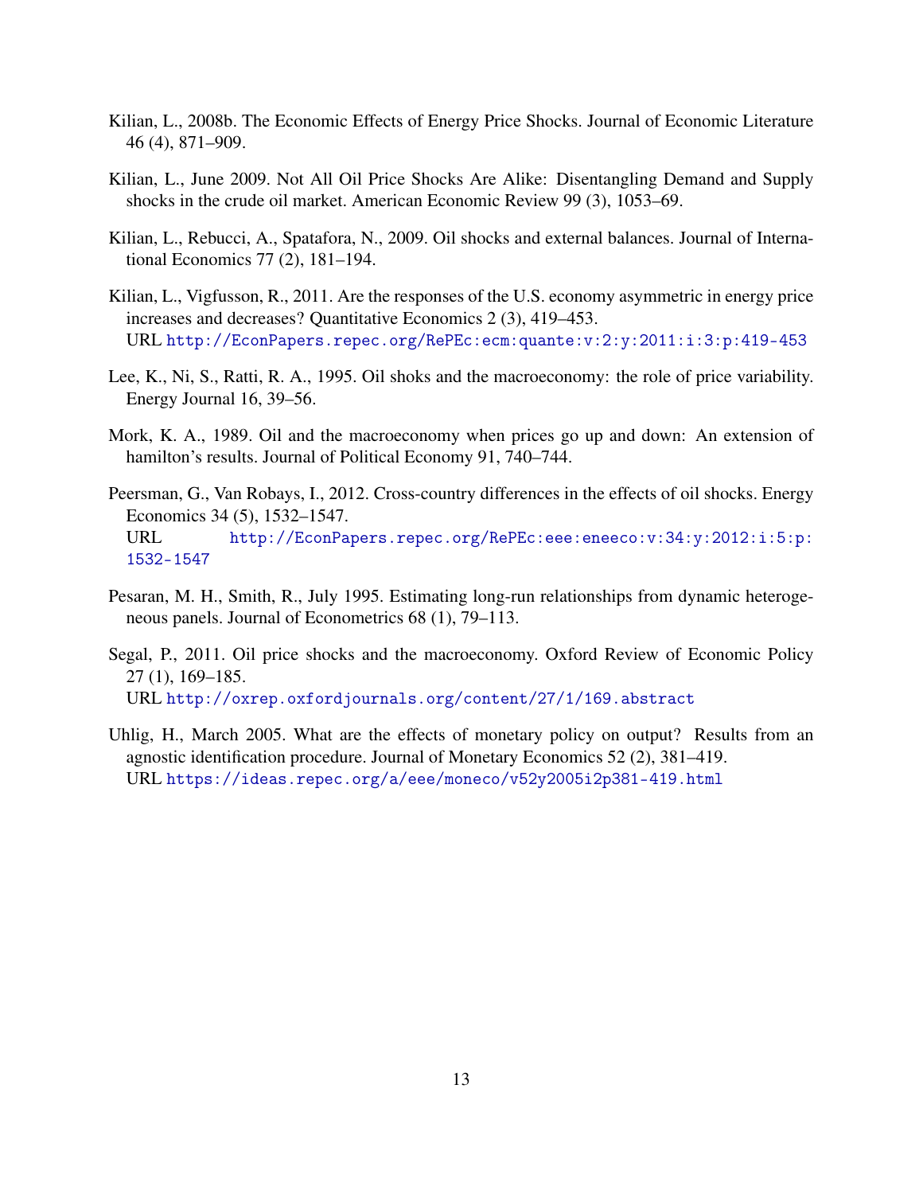Kilian, L., 2008b. The Economic Effects of Energy Price Shocks. Journal of Economic Literature 46 (4), 871–909.

Kilian, L., June 2009. Not All Oil Price Shocks Are Alike: Disentangling Demand and Supply shocks in the crude oil market. American Economic Review 99 (3), 1053–69.

Kilian, L., Rebucci, A., Spatafora, N., 2009. Oil shocks and external balances. Journal of International Economics 77 (2), 181–194.

Kilian, L., Vigfusson, R., 2011. Are the responses of the U.S. economy asymmetric in energy price increases and decreases? Quantitative Economics 2 (3), 419–453.  
URL http://EconPapers.repec.org/RePEc:ecm:quante:v:2:y:2011:i:3:p:419-453

Lee, K., Ni, S., Ratti, R. A., 1995. Oil shoks and the macroeconomy: the role of price variability. Energy Journal 16, 39–56.

Mork, K. A., 1989. Oil and the macroeconomy when prices go up and down: An extension of hamilton's results. Journal of Political Economy 91, 740–744.

Peersman, G., Van Robays, I., 2012. Cross-country differences in the effects of oil shocks. Energy Economics 34 (5), 1532–1547.  
URL http://EconPapers.repec.org/RePEc:eee:eneeco:v:34:y:2012:i:5:p:1532-1547

Pesaran, M. H., Smith, R., July 1995. Estimating long-run relationships from dynamic heterogeneous panels. Journal of Econometrics 68 (1), 79–113.

Segal, P., 2011. Oil price shocks and the macroeconomy. Oxford Review of Economic Policy 27 (1), 169–185.  
URL http://oxrep.oxfordjournals.org/content/27/1/169.abstract

Uhlig, H., March 2005. What are the effects of monetary policy on output? Results from an agnostic identification procedure. Journal of Monetary Economics 52 (2), 381–419.  
URL https://ideas.repec.org/a/eee/moneco/v52y2005i2p381-419.html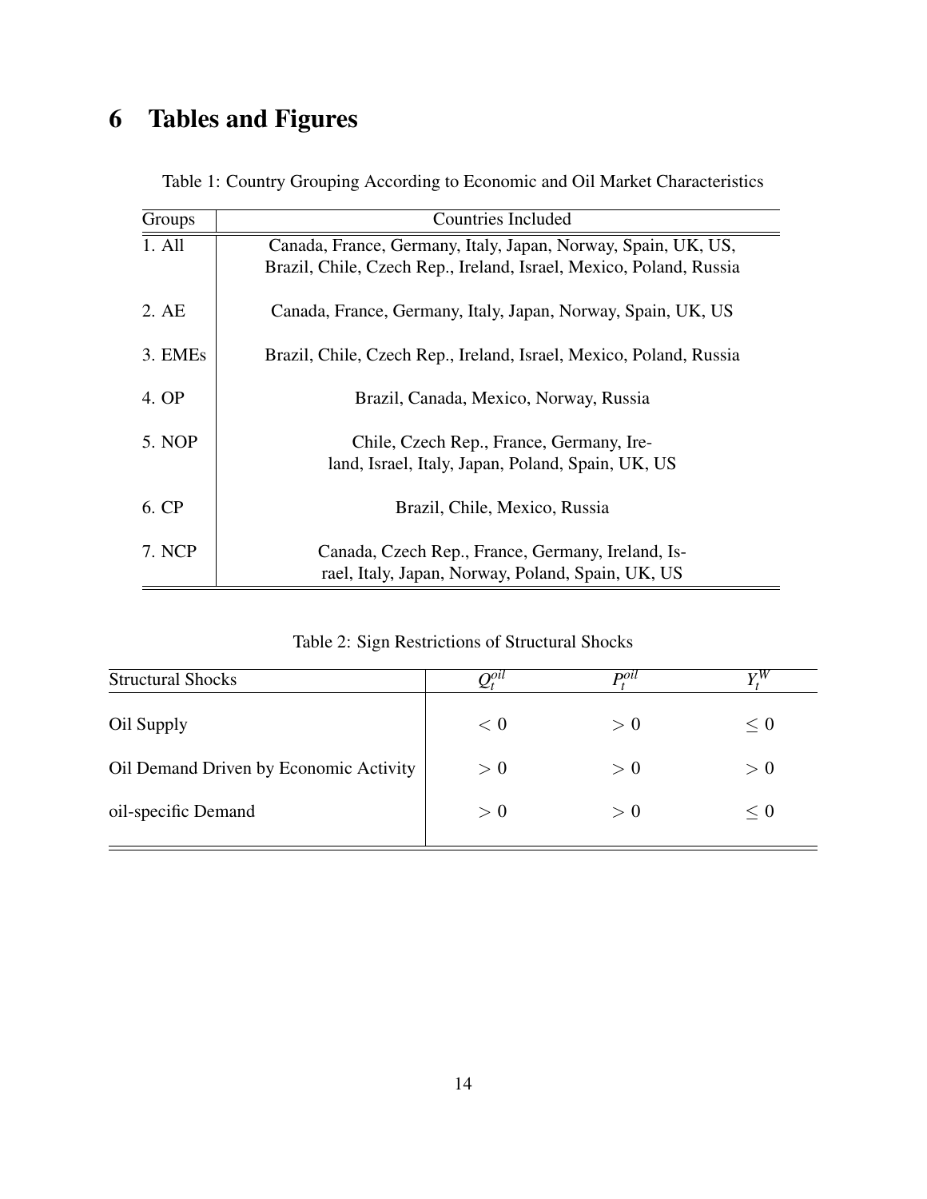# 6 Tables and Figures

Table 1: Country Grouping According to Economic and Oil Market Characteristics

| Groups | Countries Included |
|---|---|
| 1. All | Canada, France, Germany, Italy, Japan, Norway, Spain, UK, US, Brazil, Chile, Czech Rep., Ireland, Israel, Mexico, Poland, Russia |
| 2. AE | Canada, France, Germany, Italy, Japan, Norway, Spain, UK, US |
| 3. EMEs | Brazil, Chile, Czech Rep., Ireland, Israel, Mexico, Poland, Russia |
| 4. OP | Brazil, Canada, Mexico, Norway, Russia |
| 5. NOP | Chile, Czech Rep., France, Germany, Ireland, Israel, Italy, Japan, Poland, Spain, UK, US |
| 6. CP | Brazil, Chile, Mexico, Russia |
| 7. NCP | Canada, Czech Rep., France, Germany, Ireland, Israel, Italy, Japan, Norway, Poland, Spain, UK, US |

Table 2: Sign Restrictions of Structural Shocks

| Structural Shocks | $Q_t^{oil}$ | $P_t^{oil}$ | $Y_t^W$ |
|---|---|---|---|
| Oil Supply | $< 0$ | $> 0$ | $\leq 0$ |
| Oil Demand Driven by Economic Activity | $> 0$ | $> 0$ | $> 0$ |
| oil-specific Demand | $> 0$ | $> 0$ | $\leq 0$ |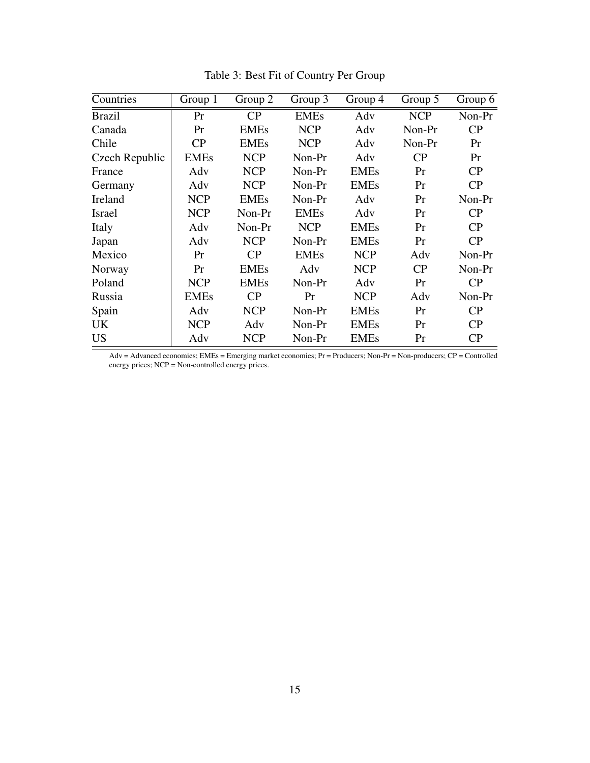Table 3: Best Fit of Country Per Group

| Countries | Group 1 | Group 2 | Group 3 | Group 4 | Group 5 | Group 6 |
|---|---|---|---|---|---|---|
| Brazil | Pr | CP | EMEs | Adv | NCP | Non-Pr |
| Canada | Pr | EMEs | NCP | Adv | Non-Pr | CP |
| Chile | CP | EMEs | NCP | Adv | Non-Pr | Pr |
| Czech Republic | EMEs | NCP | Non-Pr | Adv | CP | Pr |
| France | Adv | NCP | Non-Pr | EMEs | Pr | CP |
| Germany | Adv | NCP | Non-Pr | EMEs | Pr | CP |
| Ireland | NCP | EMEs | Non-Pr | Adv | Pr | Non-Pr |
| Israel | NCP | Non-Pr | EMEs | Adv | Pr | CP |
| Italy | Adv | Non-Pr | NCP | EMEs | Pr | CP |
| Japan | Adv | NCP | Non-Pr | EMEs | Pr | CP |
| Mexico | Pr | CP | EMEs | NCP | Adv | Non-Pr |
| Norway | Pr | EMEs | Adv | NCP | CP | Non-Pr |
| Poland | NCP | EMEs | Non-Pr | Adv | Pr | CP |
| Russia | EMEs | CP | Pr | NCP | Adv | Non-Pr |
| Spain | Adv | NCP | Non-Pr | EMEs | Pr | CP |
| UK | NCP | Adv | Non-Pr | EMEs | Pr | CP |
| US | Adv | NCP | Non-Pr | EMEs | Pr | CP |

Adv = Advanced economies; EMEs = Emerging market economies; Pr = Producers; Non-Pr = Non-producers; CP = Controlled energy prices; NCP = Non-controlled energy prices.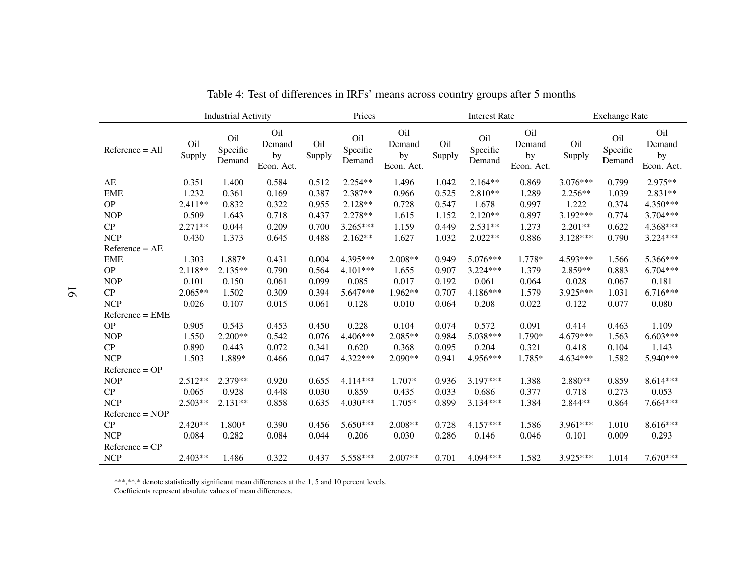Table 4: Test of differences in IRFs' means across country groups after 5 months

| | Industrial Activity | | | Prices | | | Interest Rate | | | Exchange Rate | | |
|---|---|---|---|---|---|---|---|---|---|---|---|---|
| Reference = All | Oil Supply | Oil Specific Demand | Oil Demand by Econ. Act. | Oil Supply | Oil Specific Demand | Oil Demand by Econ. Act. | Oil Supply | Oil Specific Demand | Oil Demand by Econ. Act. | Oil Supply | Oil Specific Demand | Oil Demand by Econ. Act. |
| AE | 0.351 | 1.400 | 0.584 | 0.512 | 2.254** | 1.496 | 1.042 | 2.164** | 0.869 | 3.076*** | 0.799 | 2.975** |
| EME | 1.232 | 0.361 | 0.169 | 0.387 | 2.387** | 0.966 | 0.525 | 2.810** | 1.289 | 2.256** | 1.039 | 2.831** |
| OP | 2.411** | 0.832 | 0.322 | 0.955 | 2.128** | 0.728 | 0.547 | 1.678 | 0.997 | 1.222 | 0.374 | 4.350*** |
| NOP | 0.509 | 1.643 | 0.718 | 0.437 | 2.278** | 1.615 | 1.152 | 2.120** | 0.897 | 3.192*** | 0.774 | 3.704*** |
| CP | 2.271** | 0.044 | 0.209 | 0.700 | 3.265*** | 1.159 | 0.449 | 2.531** | 1.273 | 2.201** | 0.622 | 4.368*** |
| NCP | 0.430 | 1.373 | 0.645 | 0.488 | 2.162** | 1.627 | 1.032 | 2.022** | 0.886 | 3.128*** | 0.790 | 3.224*** |
| Reference = AE | | | | | | | | | | | | |
| EME | 1.303 | 1.887* | 0.431 | 0.004 | 4.395*** | 2.008** | 0.949 | 5.076*** | 1.778* | 4.593*** | 1.566 | 5.366*** |
| OP | 2.118** | 2.135** | 0.790 | 0.564 | 4.101*** | 1.655 | 0.907 | 3.224*** | 1.379 | 2.859** | 0.883 | 6.704*** |
| NOP | 0.101 | 0.150 | 0.061 | 0.099 | 0.085 | 0.017 | 0.192 | 0.061 | 0.064 | 0.028 | 0.067 | 0.181 |
| CP | 2.065** | 1.502 | 0.309 | 0.394 | 5.647*** | 1.962** | 0.707 | 4.186*** | 1.579 | 3.925*** | 1.031 | 6.716*** |
| NCP | 0.026 | 0.107 | 0.015 | 0.061 | 0.128 | 0.010 | 0.064 | 0.208 | 0.022 | 0.122 | 0.077 | 0.080 |
| Reference = EME | | | | | | | | | | | | |
| OP | 0.905 | 0.543 | 0.453 | 0.450 | 0.228 | 0.104 | 0.074 | 0.572 | 0.091 | 0.414 | 0.463 | 1.109 |
| NOP | 1.550 | 2.200** | 0.542 | 0.076 | 4.406*** | 2.085** | 0.984 | 5.038*** | 1.790* | 4.679*** | 1.563 | 6.603*** |
| CP | 0.890 | 0.443 | 0.072 | 0.341 | 0.620 | 0.368 | 0.095 | 0.204 | 0.321 | 0.418 | 0.104 | 1.143 |
| NCP | 1.503 | 1.889* | 0.466 | 0.047 | 4.322*** | 2.090** | 0.941 | 4.956*** | 1.785* | 4.634*** | 1.582 | 5.940*** |
| Reference = OP | | | | | | | | | | | | |
| NOP | 2.512** | 2.379** | 0.920 | 0.655 | 4.114*** | 1.707* | 0.936 | 3.197*** | 1.388 | 2.880** | 0.859 | 8.614*** |
| CP | 0.065 | 0.928 | 0.448 | 0.030 | 0.859 | 0.435 | 0.033 | 0.686 | 0.377 | 0.718 | 0.273 | 0.053 |
| NCP | 2.503** | 2.131** | 0.858 | 0.635 | 4.030*** | 1.705* | 0.899 | 3.134*** | 1.384 | 2.844** | 0.864 | 7.664*** |
| Reference = NOP | | | | | | | | | | | | |
| CP | 2.420** | 1.800* | 0.390 | 0.456 | 5.650*** | 2.008** | 0.728 | 4.157*** | 1.586 | 3.961*** | 1.010 | 8.616*** |
| NCP | 0.084 | 0.282 | 0.084 | 0.044 | 0.206 | 0.030 | 0.286 | 0.146 | 0.046 | 0.101 | 0.009 | 0.293 |
| Reference = CP | | | | | | | | | | | | |
| NCP | 2.403** | 1.486 | 0.322 | 0.437 | 5.558*** | 2.007** | 0.701 | 4.094*** | 1.582 | 3.925*** | 1.014 | 7.670*** |

***,**,* denote statistically significant mean differences at the 1, 5 and 10 percent levels.
Coefficients represent absolute values of mean differences.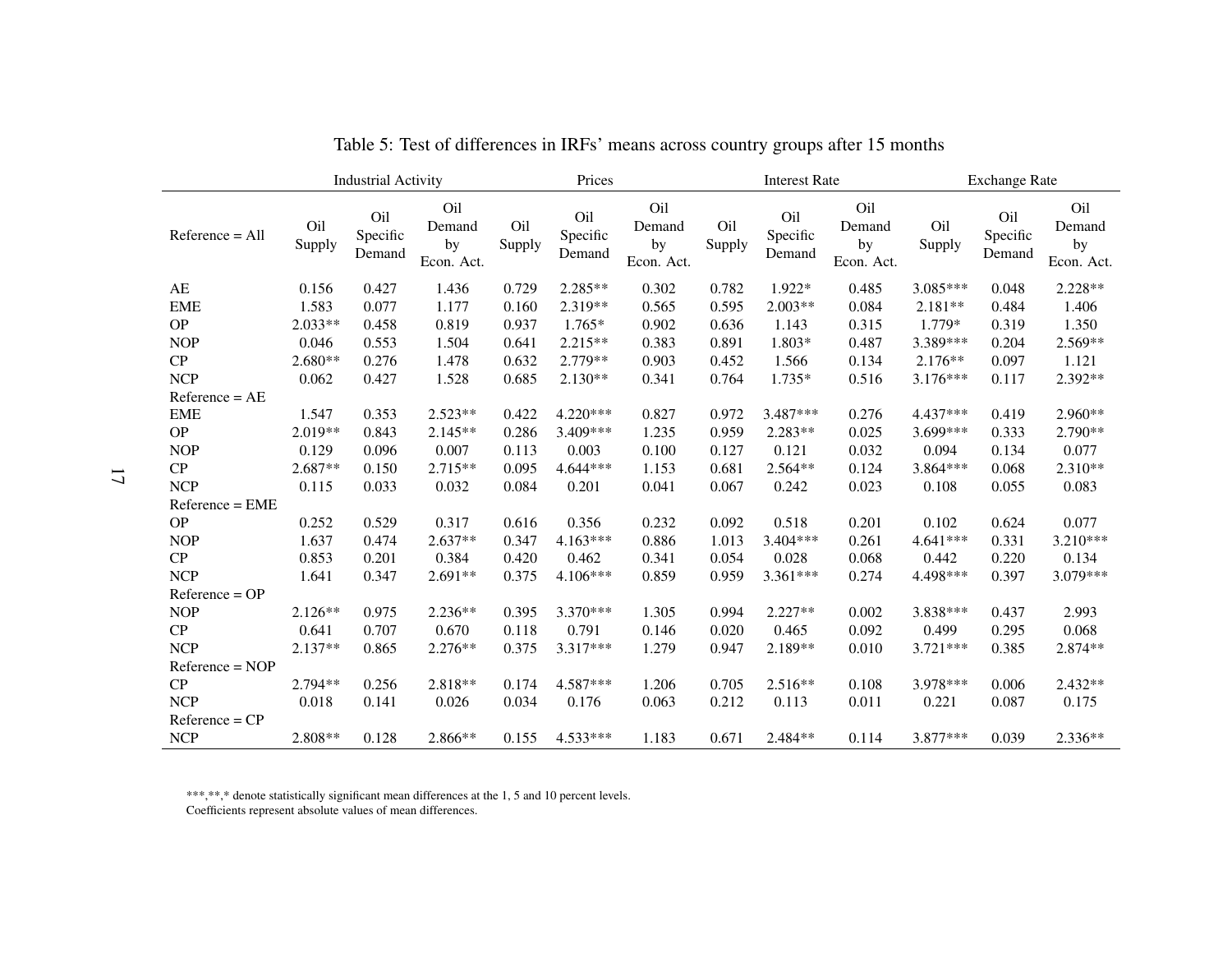Table 5: Test of differences in IRFs' means across country groups after 15 months

| | Industrial Activity | | | Prices | | | Interest Rate | | | Exchange Rate | | |
|---|---|---|---|---|---|---|---|---|---|---|---|---|
| Reference = All | Oil Supply | Oil Specific Demand | Oil Demand by Econ. Act. | Oil Supply | Oil Specific Demand | Oil Demand by Econ. Act. | Oil Supply | Oil Specific Demand | Oil Demand by Econ. Act. | Oil Supply | Oil Specific Demand | Oil Demand by Econ. Act. |
| AE | 0.156 | 0.427 | 1.436 | 0.729 | 2.285** | 0.302 | 0.782 | 1.922* | 0.485 | 3.085*** | 0.048 | 2.228** |
| EME | 1.583 | 0.077 | 1.177 | 0.160 | 2.319** | 0.565 | 0.595 | 2.003** | 0.084 | 2.181** | 0.484 | 1.406 |
| OP | 2.033** | 0.458 | 0.819 | 0.937 | 1.765* | 0.902 | 0.636 | 1.143 | 0.315 | 1.779* | 0.319 | 1.350 |
| NOP | 0.046 | 0.553 | 1.504 | 0.641 | 2.215** | 0.383 | 0.891 | 1.803* | 0.487 | 3.389*** | 0.204 | 2.569** |
| CP | 2.680** | 0.276 | 1.478 | 0.632 | 2.779** | 0.903 | 0.452 | 1.566 | 0.134 | 2.176** | 0.097 | 1.121 |
| NCP | 0.062 | 0.427 | 1.528 | 0.685 | 2.130** | 0.341 | 0.764 | 1.735* | 0.516 | 3.176*** | 0.117 | 2.392** |
| Reference = AE | | | | | | | | | | | | |
| EME | 1.547 | 0.353 | 2.523** | 0.422 | 4.220*** | 0.827 | 0.972 | 3.487*** | 0.276 | 4.437*** | 0.419 | 2.960** |
| OP | 2.019** | 0.843 | 2.145** | 0.286 | 3.409*** | 1.235 | 0.959 | 2.283** | 0.025 | 3.699*** | 0.333 | 2.790** |
| NOP | 0.129 | 0.096 | 0.007 | 0.113 | 0.003 | 0.100 | 0.127 | 0.121 | 0.032 | 0.094 | 0.134 | 0.077 |
| CP | 2.687** | 0.150 | 2.715** | 0.095 | 4.644*** | 1.153 | 0.681 | 2.564** | 0.124 | 3.864*** | 0.068 | 2.310** |
| NCP | 0.115 | 0.033 | 0.032 | 0.084 | 0.201 | 0.041 | 0.067 | 0.242 | 0.023 | 0.108 | 0.055 | 0.083 |
| Reference = EME | | | | | | | | | | | | |
| OP | 0.252 | 0.529 | 0.317 | 0.616 | 0.356 | 0.232 | 0.092 | 0.518 | 0.201 | 0.102 | 0.624 | 0.077 |
| NOP | 1.637 | 0.474 | 2.637** | 0.347 | 4.163*** | 0.886 | 1.013 | 3.404*** | 0.261 | 4.641*** | 0.331 | 3.210*** |
| CP | 0.853 | 0.201 | 0.384 | 0.420 | 0.462 | 0.341 | 0.054 | 0.028 | 0.068 | 0.442 | 0.220 | 0.134 |
| NCP | 1.641 | 0.347 | 2.691** | 0.375 | 4.106*** | 0.859 | 0.959 | 3.361*** | 0.274 | 4.498*** | 0.397 | 3.079*** |
| Reference = OP | | | | | | | | | | | | |
| NOP | 2.126** | 0.975 | 2.236** | 0.395 | 3.370*** | 1.305 | 0.994 | 2.227** | 0.002 | 3.838*** | 0.437 | 2.993 |
| CP | 0.641 | 0.707 | 0.670 | 0.118 | 0.791 | 0.146 | 0.020 | 0.465 | 0.092 | 0.499 | 0.295 | 0.068 |
| NCP | 2.137** | 0.865 | 2.276** | 0.375 | 3.317*** | 1.279 | 0.947 | 2.189** | 0.010 | 3.721*** | 0.385 | 2.874** |
| Reference = NOP | | | | | | | | | | | | |
| CP | 2.794** | 0.256 | 2.818** | 0.174 | 4.587*** | 1.206 | 0.705 | 2.516** | 0.108 | 3.978*** | 0.006 | 2.432** |
| NCP | 0.018 | 0.141 | 0.026 | 0.034 | 0.176 | 0.063 | 0.212 | 0.113 | 0.011 | 0.221 | 0.087 | 0.175 |
| Reference = CP | | | | | | | | | | | | |
| NCP | 2.808** | 0.128 | 2.866** | 0.155 | 4.533*** | 1.183 | 0.671 | 2.484** | 0.114 | 3.877*** | 0.039 | 2.336** |

***,**,* denote statistically significant mean differences at the 1, 5 and 10 percent levels.
Coefficients represent absolute values of mean differences.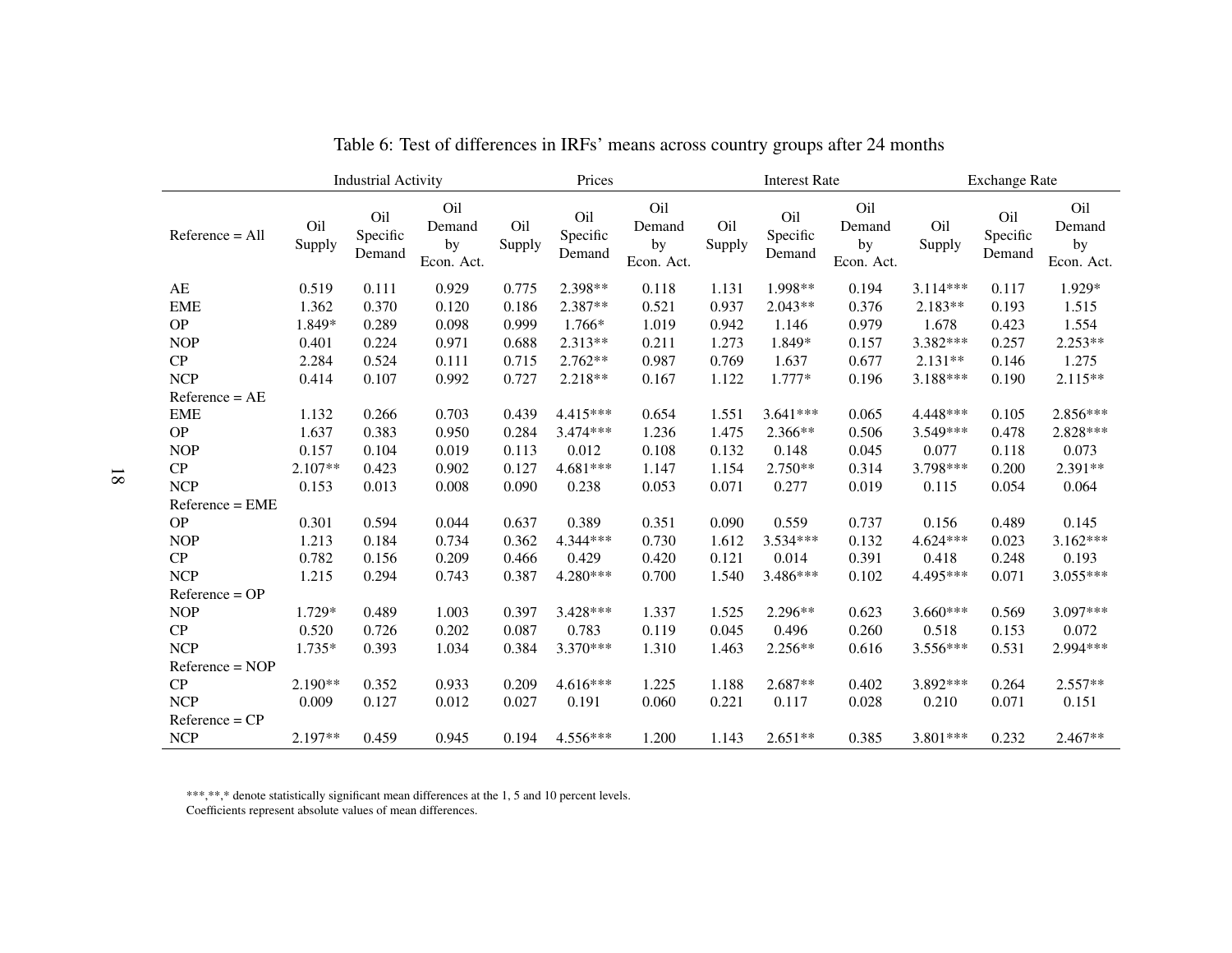Table 6: Test of differences in IRFs' means across country groups after 24 months

| | Industrial Activity | | | Prices | | | Interest Rate | | | Exchange Rate | | |
|---|---|---|---|---|---|---|---|---|---|---|---|---|
| Reference = All | Oil Supply | Oil Specific Demand | Oil Demand by Econ. Act. | Oil Supply | Oil Specific Demand | Oil Demand by Econ. Act. | Oil Supply | Oil Specific Demand | Oil Demand by Econ. Act. | Oil Supply | Oil Specific Demand | Oil Demand by Econ. Act. |
| AE | 0.519 | 0.111 | 0.929 | 0.775 | 2.398** | 0.118 | 1.131 | 1.998** | 0.194 | 3.114*** | 0.117 | 1.929* |
| EME | 1.362 | 0.370 | 0.120 | 0.186 | 2.387** | 0.521 | 0.937 | 2.043** | 0.376 | 2.183** | 0.193 | 1.515 |
| OP | 1.849* | 0.289 | 0.098 | 0.999 | 1.766* | 1.019 | 0.942 | 1.146 | 0.979 | 1.678 | 0.423 | 1.554 |
| NOP | 0.401 | 0.224 | 0.971 | 0.688 | 2.313** | 0.211 | 1.273 | 1.849* | 0.157 | 3.382*** | 0.257 | 2.253** |
| CP | 2.284 | 0.524 | 0.111 | 0.715 | 2.762** | 0.987 | 0.769 | 1.637 | 0.677 | 2.131** | 0.146 | 1.275 |
| NCP | 0.414 | 0.107 | 0.992 | 0.727 | 2.218** | 0.167 | 1.122 | 1.777* | 0.196 | 3.188*** | 0.190 | 2.115** |
| Reference = AE | | | | | | | | | | | | |
| EME | 1.132 | 0.266 | 0.703 | 0.439 | 4.415*** | 0.654 | 1.551 | 3.641*** | 0.065 | 4.448*** | 0.105 | 2.856*** |
| OP | 1.637 | 0.383 | 0.950 | 0.284 | 3.474*** | 1.236 | 1.475 | 2.366** | 0.506 | 3.549*** | 0.478 | 2.828*** |
| NOP | 0.157 | 0.104 | 0.019 | 0.113 | 0.012 | 0.108 | 0.132 | 0.148 | 0.045 | 0.077 | 0.118 | 0.073 |
| CP | 2.107** | 0.423 | 0.902 | 0.127 | 4.681*** | 1.147 | 1.154 | 2.750** | 0.314 | 3.798*** | 0.200 | 2.391** |
| NCP | 0.153 | 0.013 | 0.008 | 0.090 | 0.238 | 0.053 | 0.071 | 0.277 | 0.019 | 0.115 | 0.054 | 0.064 |
| Reference = EME | | | | | | | | | | | | |
| OP | 0.301 | 0.594 | 0.044 | 0.637 | 0.389 | 0.351 | 0.090 | 0.559 | 0.737 | 0.156 | 0.489 | 0.145 |
| NOP | 1.213 | 0.184 | 0.734 | 0.362 | 4.344*** | 0.730 | 1.612 | 3.534*** | 0.132 | 4.624*** | 0.023 | 3.162*** |
| CP | 0.782 | 0.156 | 0.209 | 0.466 | 0.429 | 0.420 | 0.121 | 0.014 | 0.391 | 0.418 | 0.248 | 0.193 |
| NCP | 1.215 | 0.294 | 0.743 | 0.387 | 4.280*** | 0.700 | 1.540 | 3.486*** | 0.102 | 4.495*** | 0.071 | 3.055*** |
| Reference = OP | | | | | | | | | | | | |
| NOP | 1.729* | 0.489 | 1.003 | 0.397 | 3.428*** | 1.337 | 1.525 | 2.296** | 0.623 | 3.660*** | 0.569 | 3.097*** |
| CP | 0.520 | 0.726 | 0.202 | 0.087 | 0.783 | 0.119 | 0.045 | 0.496 | 0.260 | 0.518 | 0.153 | 0.072 |
| NCP | 1.735* | 0.393 | 1.034 | 0.384 | 3.370*** | 1.310 | 1.463 | 2.256** | 0.616 | 3.556*** | 0.531 | 2.994*** |
| Reference = NOP | | | | | | | | | | | | |
| CP | 2.190** | 0.352 | 0.933 | 0.209 | 4.616*** | 1.225 | 1.188 | 2.687** | 0.402 | 3.892*** | 0.264 | 2.557** |
| NCP | 0.009 | 0.127 | 0.012 | 0.027 | 0.191 | 0.060 | 0.221 | 0.117 | 0.028 | 0.210 | 0.071 | 0.151 |
| Reference = CP | | | | | | | | | | | | |
| NCP | 2.197** | 0.459 | 0.945 | 0.194 | 4.556*** | 1.200 | 1.143 | 2.651** | 0.385 | 3.801*** | 0.232 | 2.467** |

***,**,* denote statistically significant mean differences at the 1, 5 and 10 percent levels.
Coefficients represent absolute values of mean differences.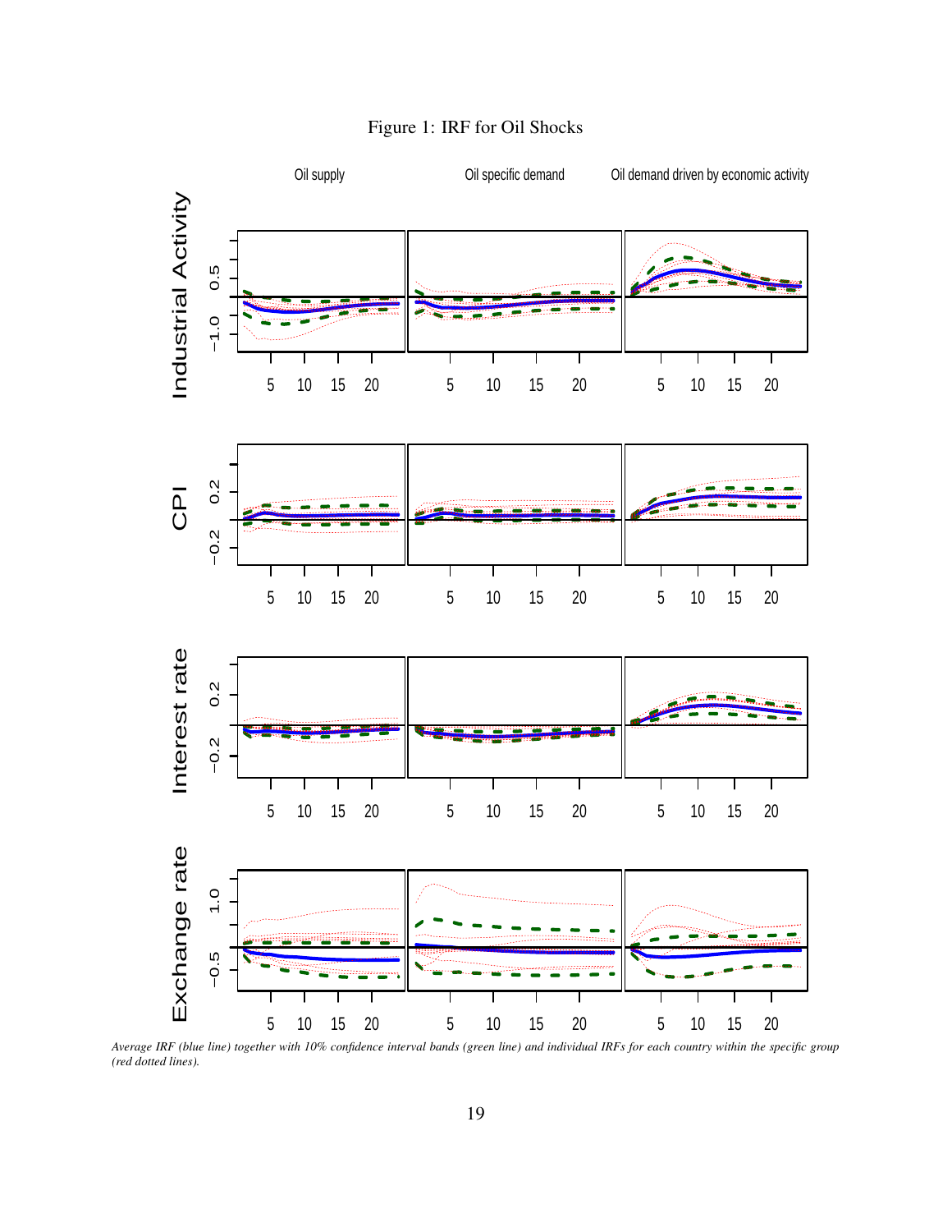Figure 1: IRF for Oil Shocks

*Average IRF (blue line) together with 10% confidence interval bands (green line) and individual IRFs for each country within the specific group (red dotted lines).*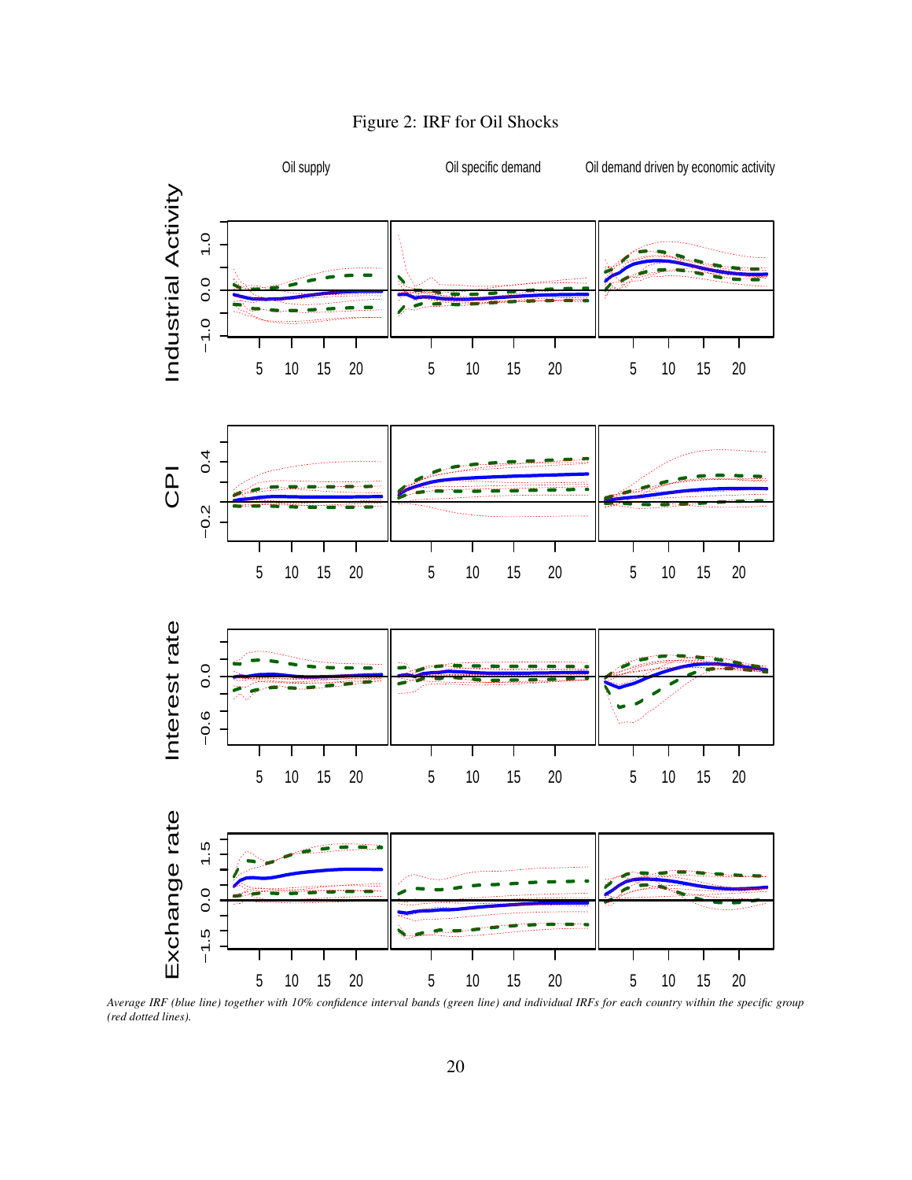Figure 2: IRF for Oil Shocks

*Average IRF (blue line) together with 10% confidence interval bands (green line) and individual IRFs for each country within the specific group (red dotted lines).*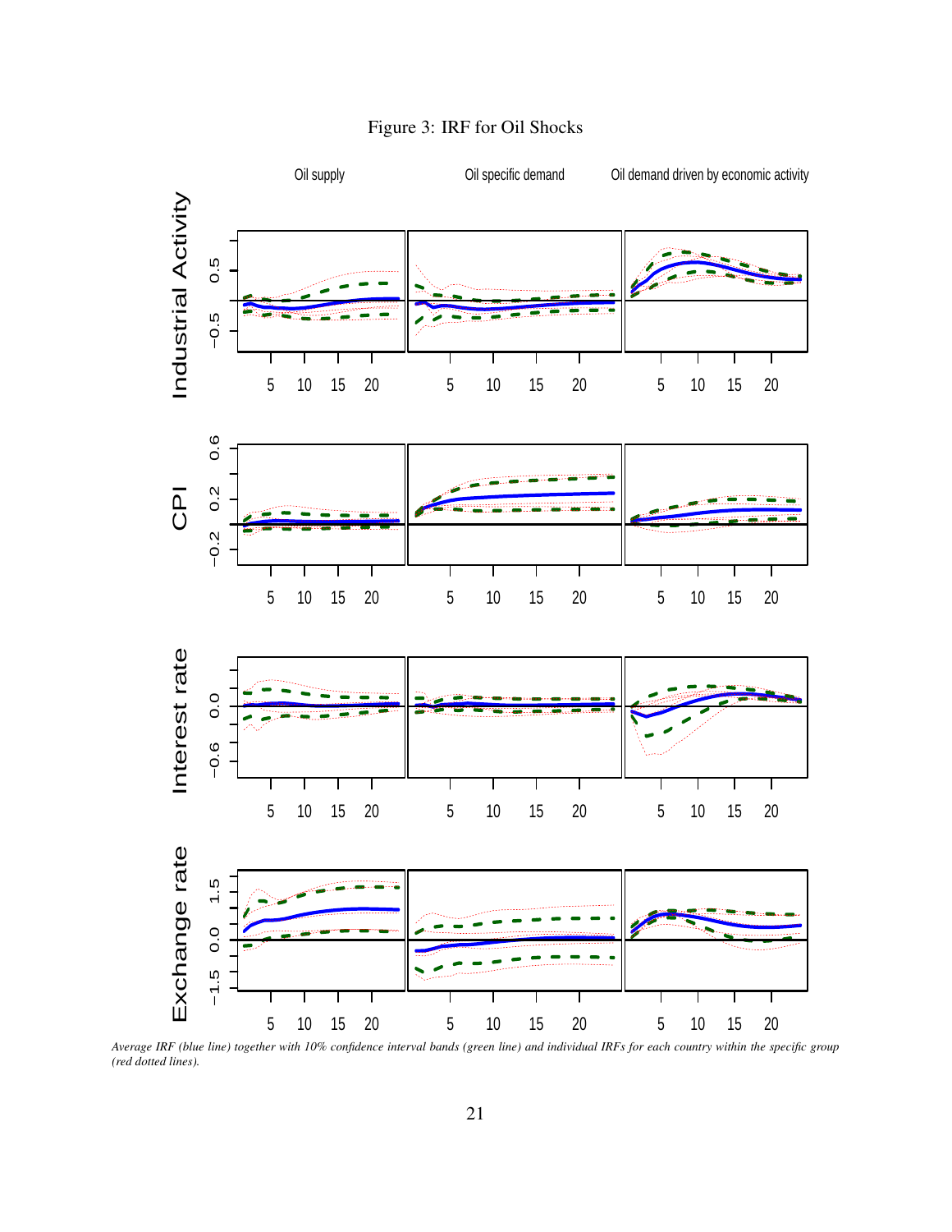Figure 3: IRF for Oil Shocks

*Average IRF (blue line) together with 10% confidence interval bands (green line) and individual IRFs for each country within the specific group (red dotted lines).*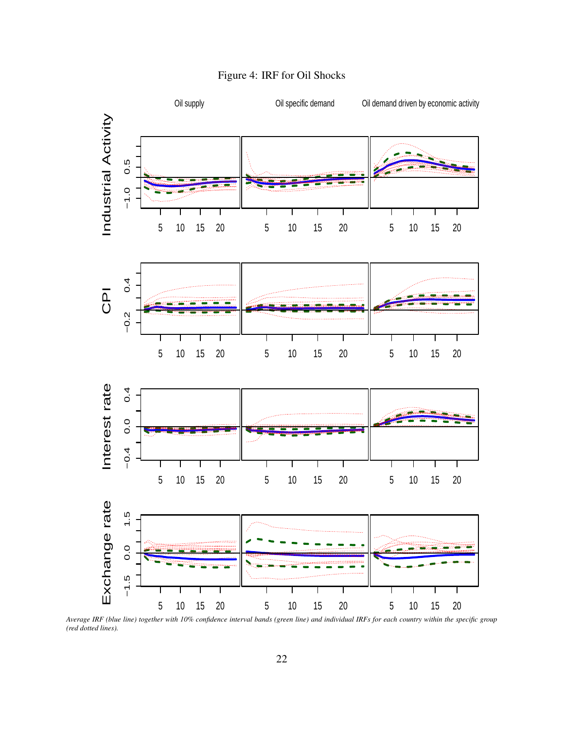Figure 4: IRF for Oil Shocks

*Average IRF (blue line) together with 10% confidence interval bands (green line) and individual IRFs for each country within the specific group (red dotted lines).*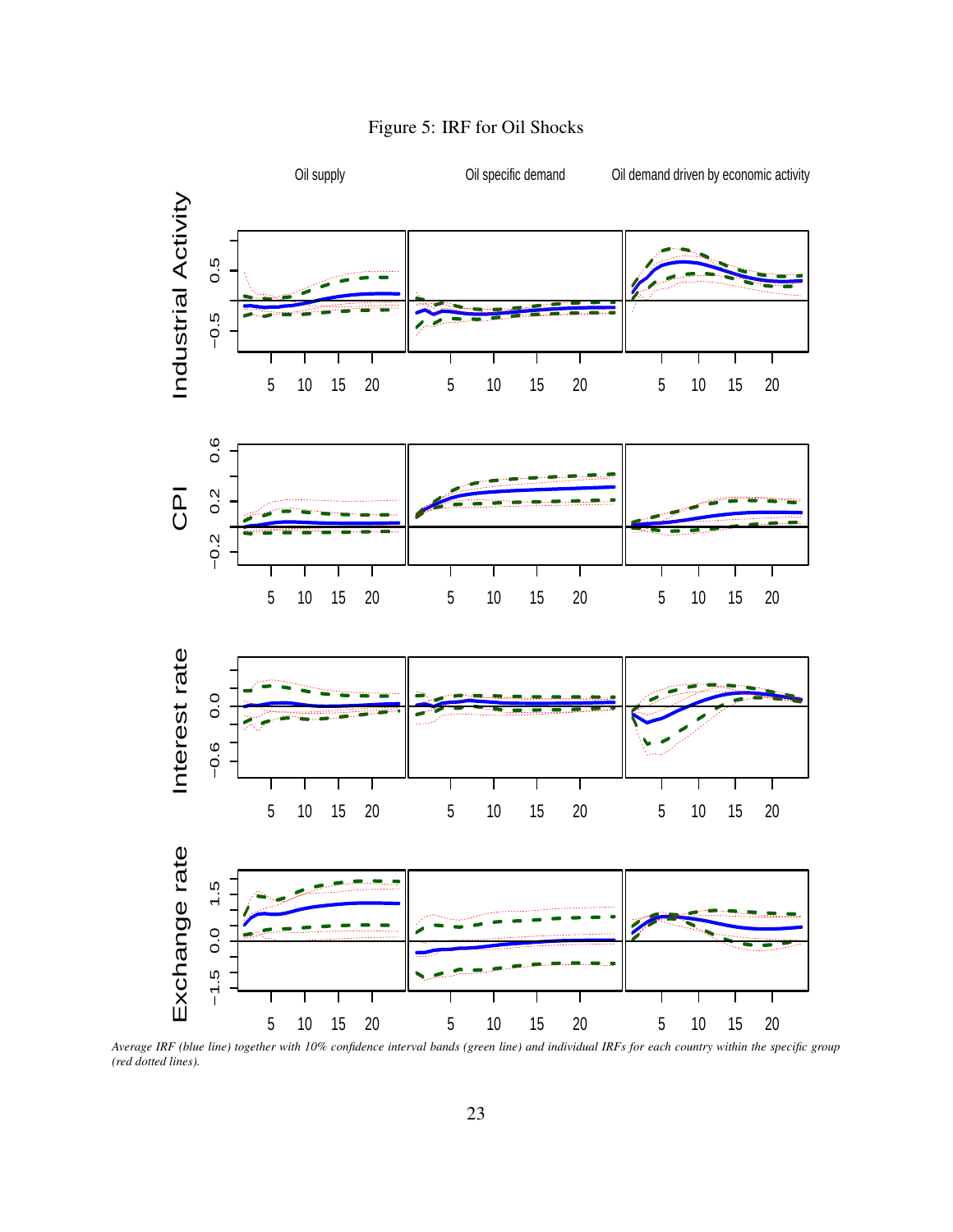Figure 5: IRF for Oil Shocks

*Average IRF (blue line) together with 10% confidence interval bands (green line) and individual IRFs for each country within the specific group (red dotted lines).*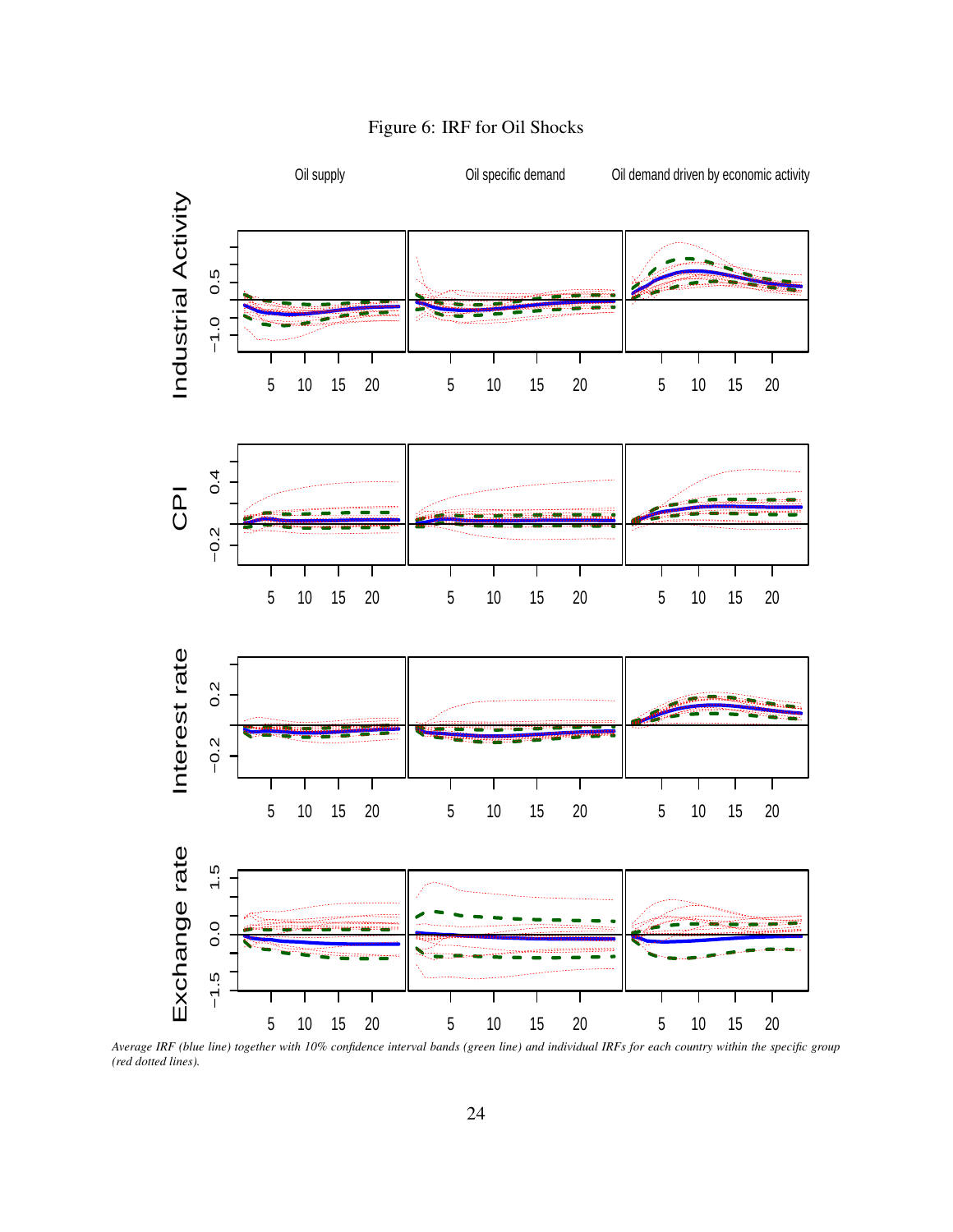Figure 6: IRF for Oil Shocks

*Average IRF (blue line) together with 10% confidence interval bands (green line) and individual IRFs for each country within the specific group (red dotted lines).*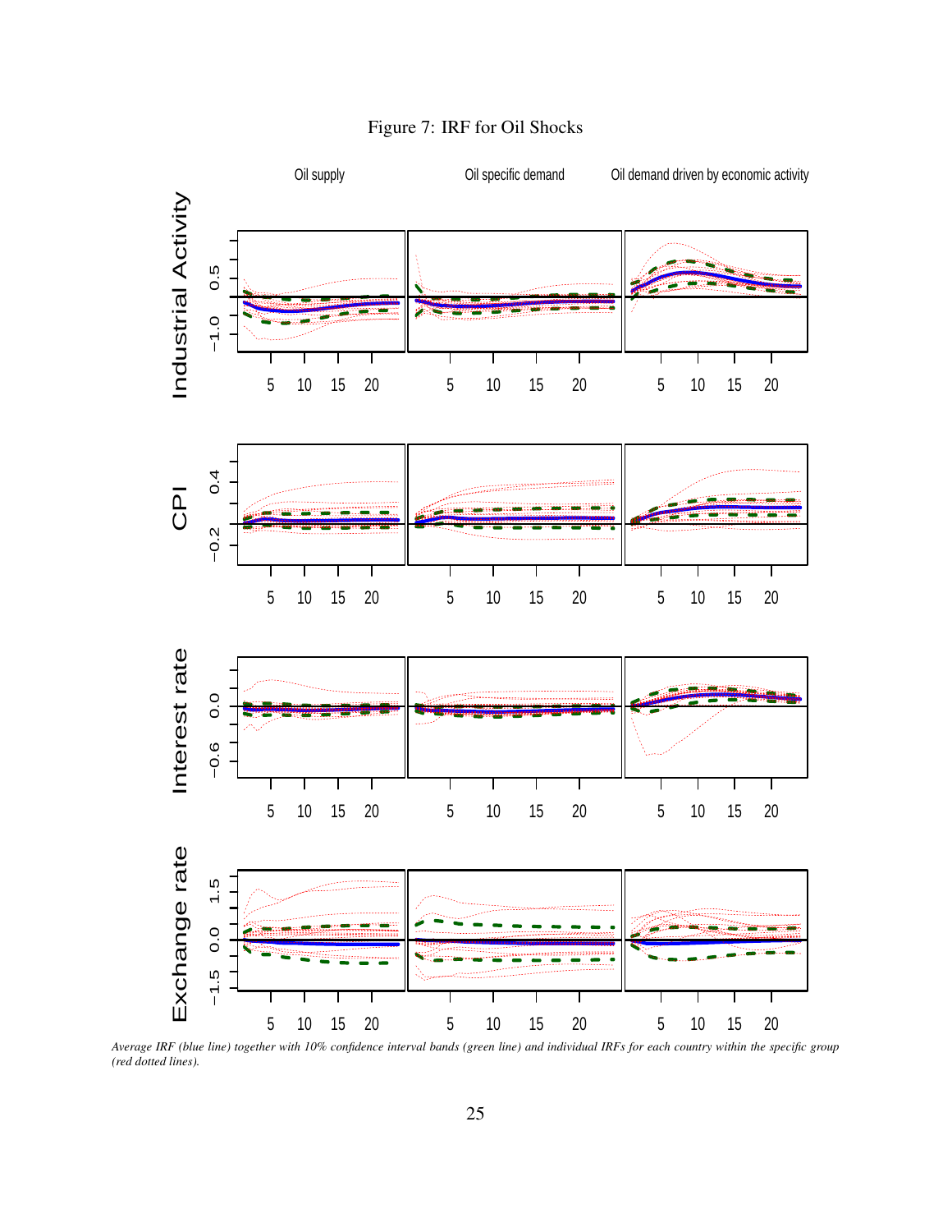Figure 7: IRF for Oil Shocks

*Average IRF (blue line) together with 10% confidence interval bands (green line) and individual IRFs for each country within the specific group (red dotted lines).*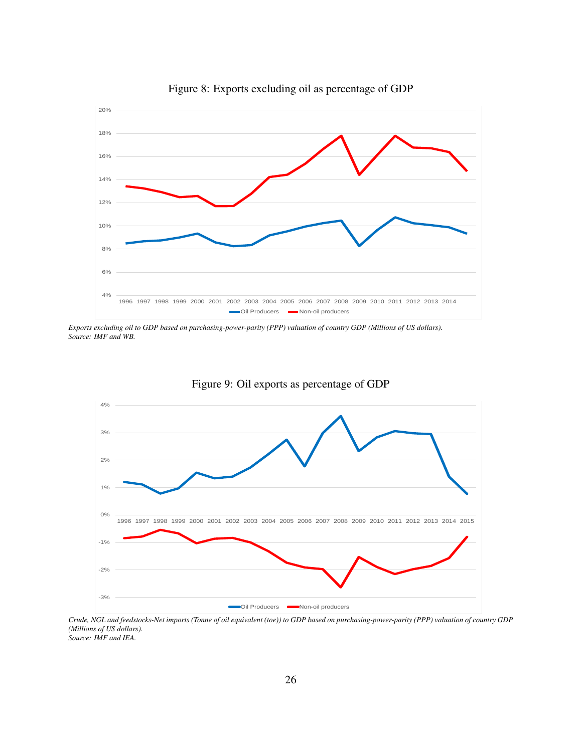Figure 8: Exports excluding oil as percentage of GDP

*Exports excluding oil to GDP based on purchasing-power-parity (PPP) valuation of country GDP (Millions of US dollars).*
*Source: IMF and WB.*

Figure 9: Oil exports as percentage of GDP

*Crude, NGL and feedstocks-Net imports (Tonne of oil equivalent (toe)) to GDP based on purchasing-power-parity (PPP) valuation of country GDP (Millions of US dollars).*
*Source: IMF and IEA.*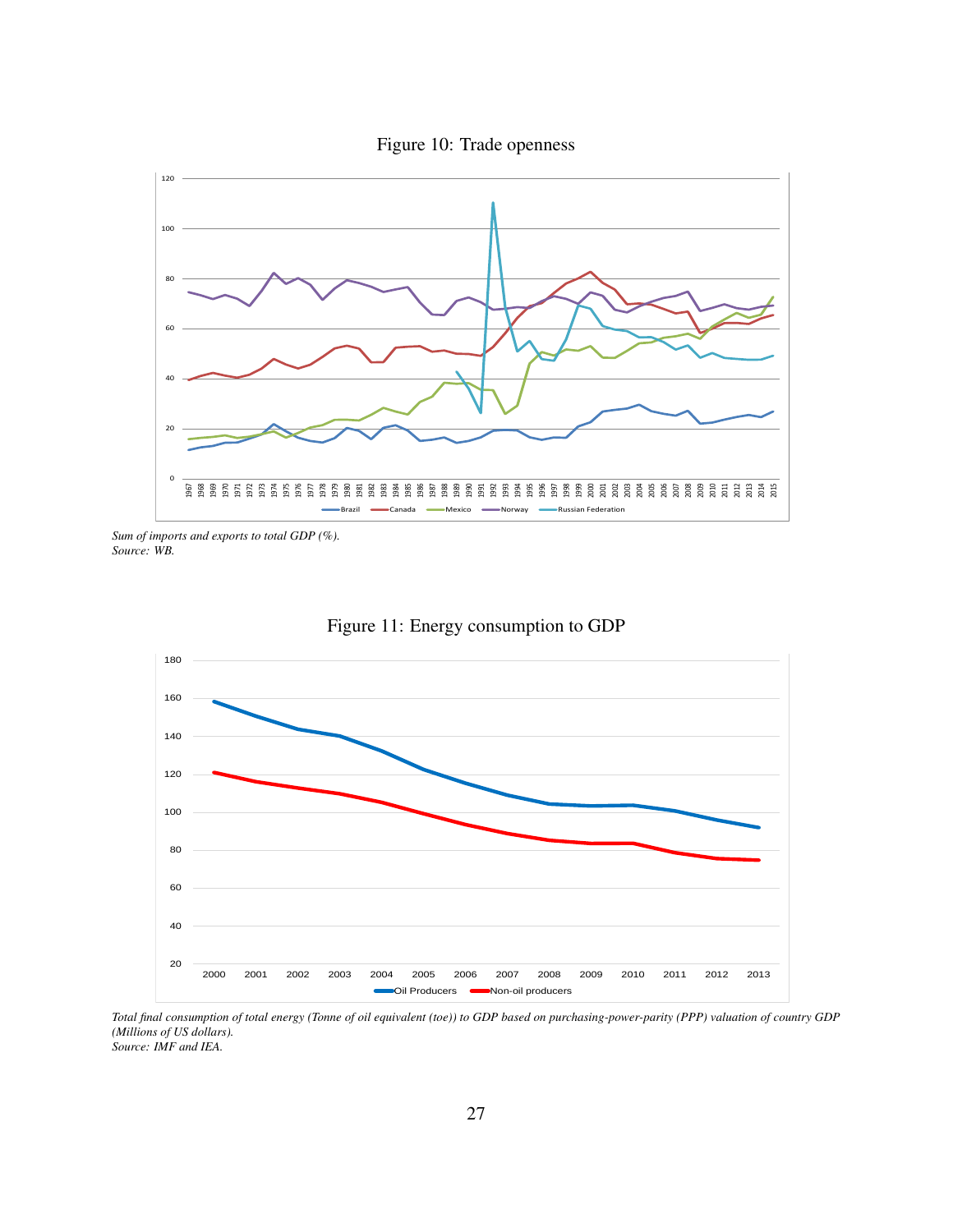Figure 10: Trade openness

*Sum of imports and exports to total GDP (%).*
*Source: WB.*

Figure 11: Energy consumption to GDP

*Total final consumption of total energy (Tonne of oil equivalent (toe)) to GDP based on purchasing-power-parity (PPP) valuation of country GDP (Millions of US dollars).*
*Source: IMF and IEA.*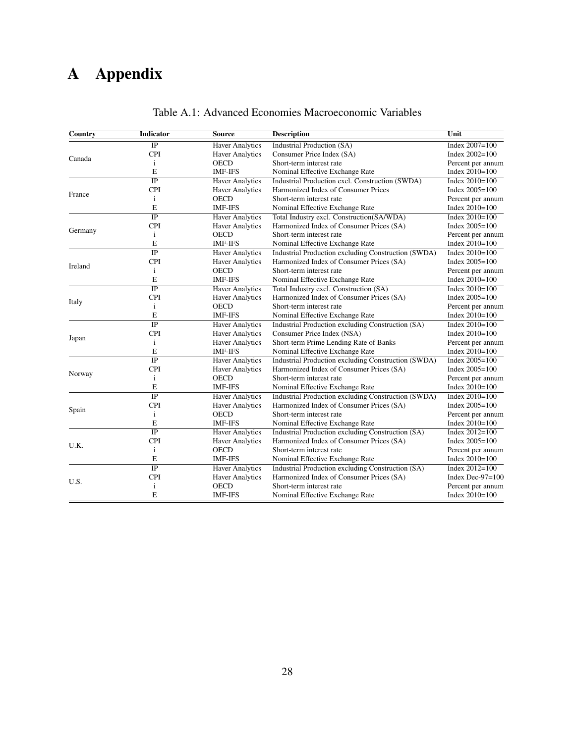# A Appendix

Table A.1: Advanced Economies Macroeconomic Variables

| Country | Indicator | Source | Description | Unit |
|---|---|---|---|---|
| Canada | IP | Haver Analytics | Industrial Production (SA) | Index 2007=100 |
| | CPI | Haver Analytics | Consumer Price Index (SA) | Index 2002=100 |
| | i | OECD | Short-term interest rate | Percent per annum |
| | E | IMF-IFS | Nominal Effective Exchange Rate | Index 2010=100 |
| France | IP | Haver Analytics | Industrial Production excl. Construction (SWDA) | Index 2010=100 |
| | CPI | Haver Analytics | Harmonized Index of Consumer Prices | Index 2005=100 |
| | i | OECD | Short-term interest rate | Percent per annum |
| | E | IMF-IFS | Nominal Effective Exchange Rate | Index 2010=100 |
| Germany | IP | Haver Analytics | Total Industry excl. Construction(SA/WDA) | Index 2010=100 |
| | CPI | Haver Analytics | Harmonized Index of Consumer Prices (SA) | Index 2005=100 |
| | i | OECD | Short-term interest rate | Percent per annum |
| | E | IMF-IFS | Nominal Effective Exchange Rate | Index 2010=100 |
| Ireland | IP | Haver Analytics | Industrial Production excluding Construction (SWDA) | Index 2010=100 |
| | CPI | Haver Analytics | Harmonized Index of Consumer Prices (SA) | Index 2005=100 |
| | i | OECD | Short-term interest rate | Percent per annum |
| | E | IMF-IFS | Nominal Effective Exchange Rate | Index 2010=100 |
| Italy | IP | Haver Analytics | Total Industry excl. Construction (SA) | Index 2010=100 |
| | CPI | Haver Analytics | Harmonized Index of Consumer Prices (SA) | Index 2005=100 |
| | i | OECD | Short-term interest rate | Percent per annum |
| | E | IMF-IFS | Nominal Effective Exchange Rate | Index 2010=100 |
| Japan | IP | Haver Analytics | Industrial Production excluding Construction (SA) | Index 2010=100 |
| | CPI | Haver Analytics | Consumer Price Index (NSA) | Index 2010=100 |
| | i | Haver Analytics | Short-term Prime Lending Rate of Banks | Percent per annum |
| | E | IMF-IFS | Nominal Effective Exchange Rate | Index 2010=100 |
| Norway | IP | Haver Analytics | Industrial Production excluding Construction (SWDA) | Index 2005=100 |
| | CPI | Haver Analytics | Harmonized Index of Consumer Prices (SA) | Index 2005=100 |
| | i | OECD | Short-term interest rate | Percent per annum |
| | E | IMF-IFS | Nominal Effective Exchange Rate | Index 2010=100 |
| Spain | IP | Haver Analytics | Industrial Production excluding Construction (SWDA) | Index 2010=100 |
| | CPI | Haver Analytics | Harmonized Index of Consumer Prices (SA) | Index 2005=100 |
| | i | OECD | Short-term interest rate | Percent per annum |
| | E | IMF-IFS | Nominal Effective Exchange Rate | Index 2010=100 |
| U.K. | IP | Haver Analytics | Industrial Production excluding Construction (SA) | Index 2012=100 |
| | CPI | Haver Analytics | Harmonized Index of Consumer Prices (SA) | Index 2005=100 |
| | i | OECD | Short-term interest rate | Percent per annum |
| | E | IMF-IFS | Nominal Effective Exchange Rate | Index 2010=100 |
| U.S. | IP | Haver Analytics | Industrial Production excluding Construction (SA) | Index 2012=100 |
| | CPI | Haver Analytics | Harmonized Index of Consumer Prices (SA) | Index Dec-97=100 |
| | i | OECD | Short-term interest rate | Percent per annum |
| | E | IMF-IFS | Nominal Effective Exchange Rate | Index 2010=100 |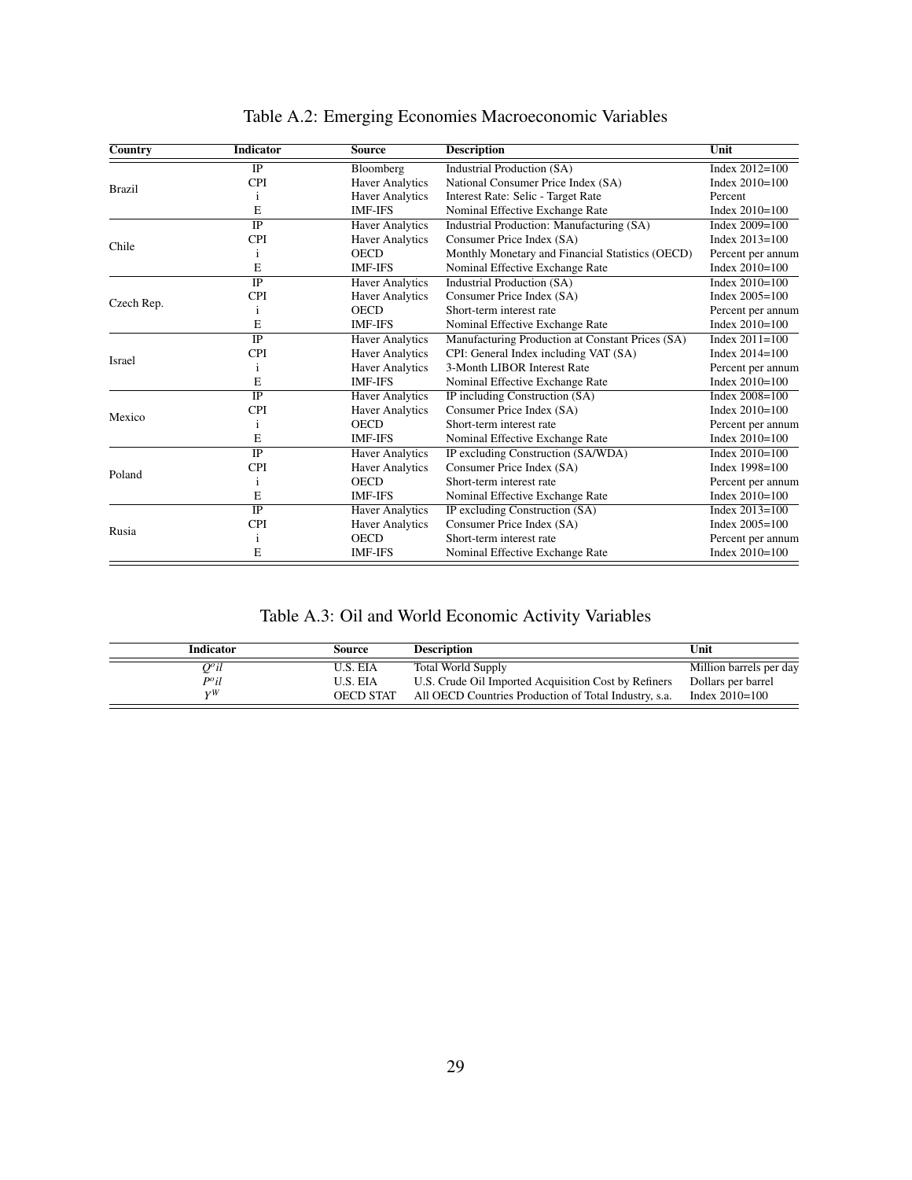Table A.2: Emerging Economies Macroeconomic Variables

| Country | Indicator | Source | Description | Unit |
|---|---|---|---|---|
| Brazil | IP | Bloomberg | Industrial Production (SA) | Index 2012=100 |
| | CPI | Haver Analytics | National Consumer Price Index (SA) | Index 2010=100 |
| | i | Haver Analytics | Interest Rate: Selic - Target Rate | Percent |
| | E | IMF-IFS | Nominal Effective Exchange Rate | Index 2010=100 |
| Chile | IP | Haver Analytics | Industrial Production: Manufacturing (SA) | Index 2009=100 |
| | CPI | Haver Analytics | Consumer Price Index (SA) | Index 2013=100 |
| | i | OECD | Monthly Monetary and Financial Statistics (OECD) | Percent per annum |
| | E | IMF-IFS | Nominal Effective Exchange Rate | Index 2010=100 |
| Czech Rep. | IP | Haver Analytics | Industrial Production (SA) | Index 2010=100 |
| | CPI | Haver Analytics | Consumer Price Index (SA) | Index 2005=100 |
| | i | OECD | Short-term interest rate | Percent per annum |
| | E | IMF-IFS | Nominal Effective Exchange Rate | Index 2010=100 |
| Israel | IP | Haver Analytics | Manufacturing Production at Constant Prices (SA) | Index 2011=100 |
| | CPI | Haver Analytics | CPI: General Index including VAT (SA) | Index 2014=100 |
| | i | Haver Analytics | 3-Month LIBOR Interest Rate | Percent per annum |
| | E | IMF-IFS | Nominal Effective Exchange Rate | Index 2010=100 |
| Mexico | IP | Haver Analytics | IP including Construction (SA) | Index 2008=100 |
| | CPI | Haver Analytics | Consumer Price Index (SA) | Index 2010=100 |
| | i | OECD | Short-term interest rate | Percent per annum |
| | E | IMF-IFS | Nominal Effective Exchange Rate | Index 2010=100 |
| Poland | IP | Haver Analytics | IP excluding Construction (SA/WDA) | Index 2010=100 |
| | CPI | Haver Analytics | Consumer Price Index (SA) | Index 1998=100 |
| | i | OECD | Short-term interest rate | Percent per annum |
| | E | IMF-IFS | Nominal Effective Exchange Rate | Index 2010=100 |
| Rusia | IP | Haver Analytics | IP excluding Construction (SA) | Index 2013=100 |
| | CPI | Haver Analytics | Consumer Price Index (SA) | Index 2005=100 |
| | i | OECD | Short-term interest rate | Percent per annum |
| | E | IMF-IFS | Nominal Effective Exchange Rate | Index 2010=100 |

Table A.3: Oil and World Economic Activity Variables

| Indicator | Source | Description | Unit |
|---|---|---|---|
| $Q^oil$ | U.S. EIA | Total World Supply | Million barrels per day |
| $P^oil$ | U.S. EIA | U.S. Crude Oil Imported Acquisition Cost by Refiners | Dollars per barrel |
| $Y^W$ | OECD STAT | All OECD Countries Production of Total Industry, s.a. | Index 2010=100 |